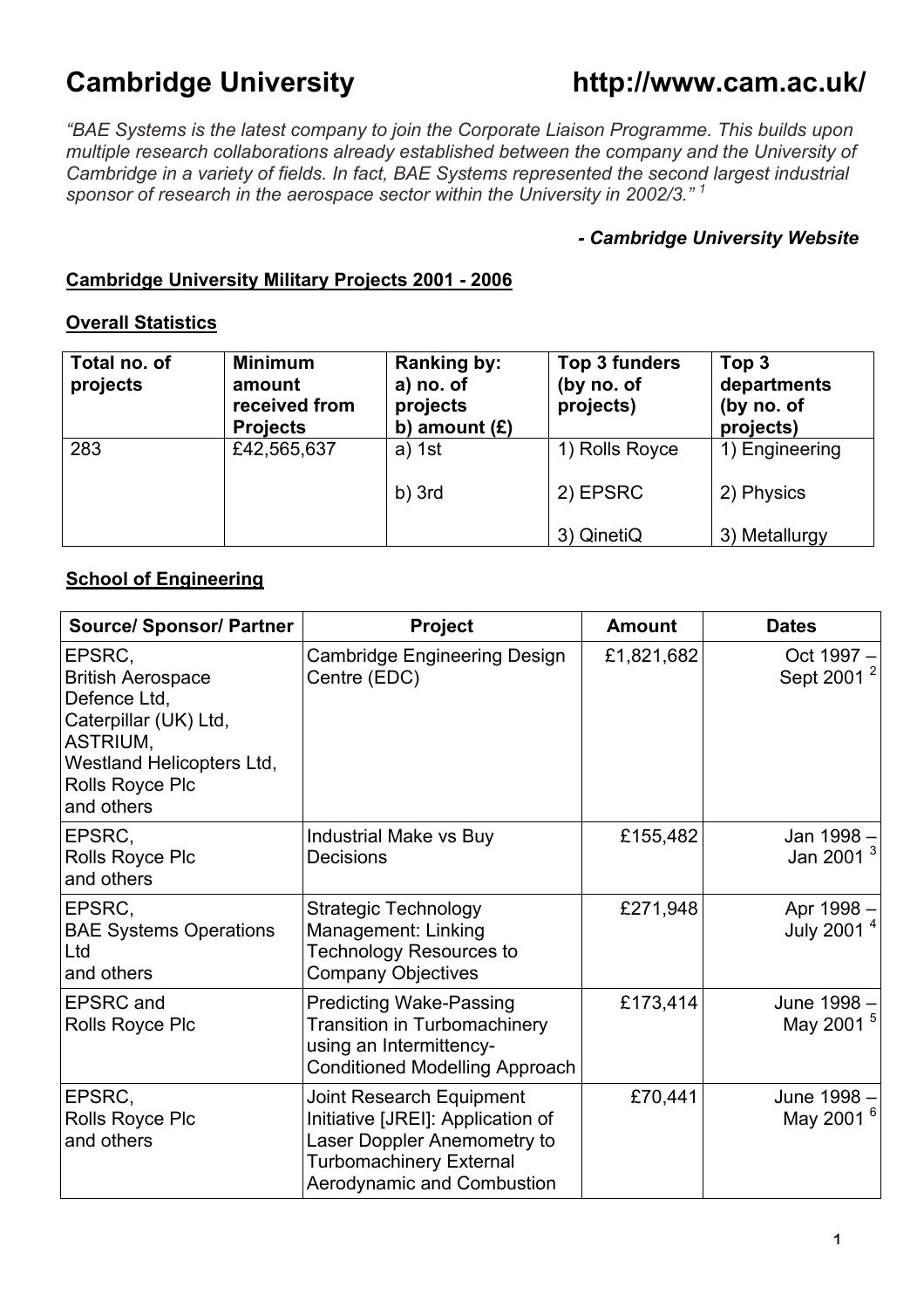# Cambridge University http://www.cam.ac.uk/

*"BAE Systems is the latest company to join the Corporate Liaison Programme. This builds upon multiple research collaborations already established between the company and the University of Cambridge in a variety of fields. In fact, BAE Systems represented the second largest industrial sponsor of research in the aerospace sector within the University in 2002/3."* [1]

***- Cambridge University Website***

**Cambridge University Military Projects 2001 - 2006**

**Overall Statistics**

| Total no. of projects | Minimum amount received from Projects | Ranking by: a) no. of projects b) amount (£) | Top 3 funders (by no. of projects) | Top 3 departments (by no. of projects) |
|---|---|---|---|---|
| 283 | £42,565,637 | a) 1st<br>b) 3rd | 1) Rolls Royce<br>2) EPSRC<br>3) QinetiQ | 1) Engineering<br>2) Physics<br>3) Metallurgy |

**School of Engineering**

| Source/ Sponsor/ Partner | Project | Amount | Dates |
|---|---|---|---|
| EPSRC, British Aerospace Defence Ltd, Caterpillar (UK) Ltd, ASTRIUM, Westland Helicopters Ltd, Rolls Royce Plc and others | Cambridge Engineering Design Centre (EDC) | £1,821,682 | Oct 1997 – Sept 2001 [2] |
| EPSRC, Rolls Royce Plc and others | Industrial Make vs Buy Decisions | £155,482 | Jan 1998 – Jan 2001 [3] |
| EPSRC, BAE Systems Operations Ltd and others | Strategic Technology Management: Linking Technology Resources to Company Objectives | £271,948 | Apr 1998 – July 2001 [4] |
| EPSRC and Rolls Royce Plc | Predicting Wake-Passing Transition in Turbomachinery using an Intermittency-Conditioned Modelling Approach | £173,414 | June 1998 – May 2001 [5] |
| EPSRC, Rolls Royce Plc and others | Joint Research Equipment Initiative [JREI]: Application of Laser Doppler Anemometry to Turbomachinery External Aerodynamic and Combustion | £70,441 | June 1998 – May 2001 [6] |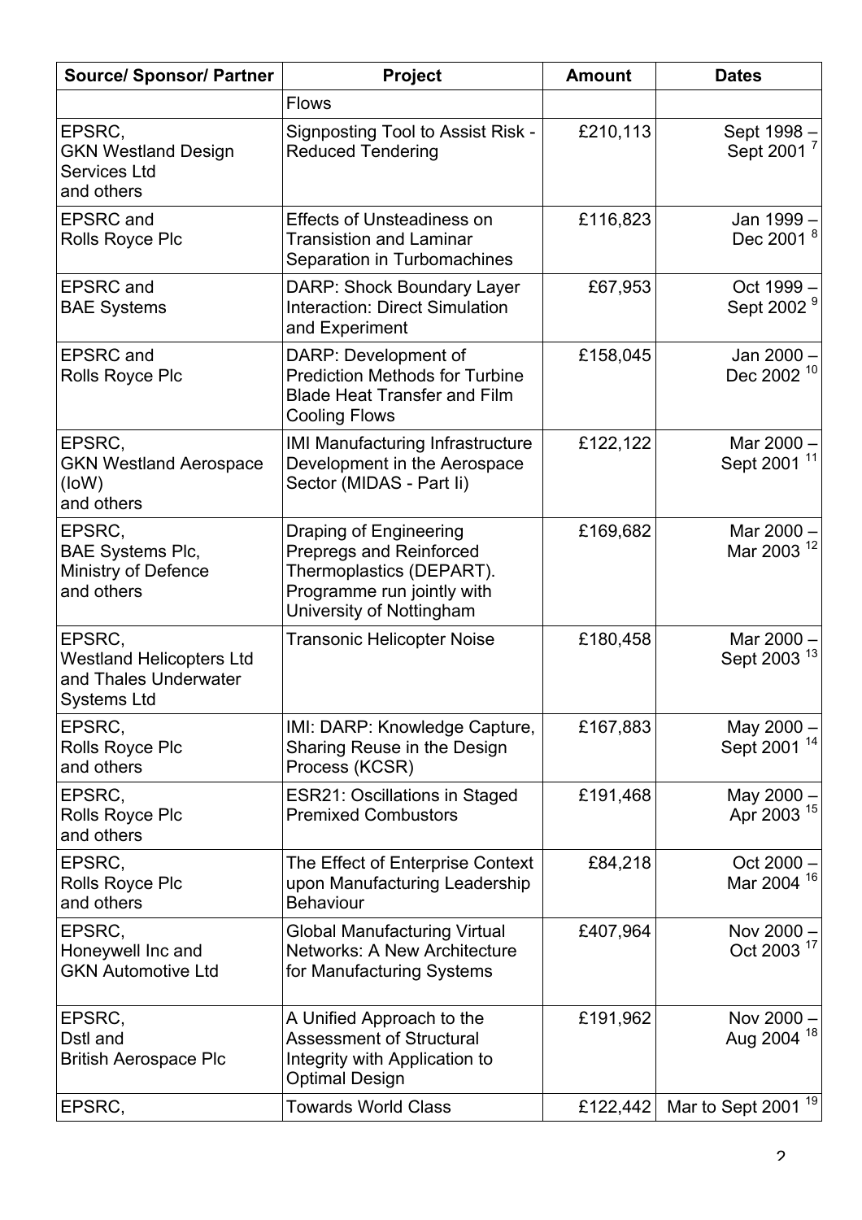| Source/ Sponsor/ Partner | Project | Amount | Dates |
|---|---|---|---|
| | Flows | | |
| EPSRC, GKN Westland Design Services Ltd and others | Signposting Tool to Assist Risk - Reduced Tendering | £210,113 | Sept 1998 – Sept 2001 [7] |
| EPSRC and Rolls Royce Plc | Effects of Unsteadiness on Transistion and Laminar Separation in Turbomachines | £116,823 | Jan 1999 – Dec 2001 [8] |
| EPSRC and BAE Systems | DARP: Shock Boundary Layer Interaction: Direct Simulation and Experiment | £67,953 | Oct 1999 – Sept 2002 [9] |
| EPSRC and Rolls Royce Plc | DARP: Development of Prediction Methods for Turbine Blade Heat Transfer and Film Cooling Flows | £158,045 | Jan 2000 – Dec 2002 [10] |
| EPSRC, GKN Westland Aerospace (IoW) and others | IMI Manufacturing Infrastructure Development in the Aerospace Sector (MIDAS - Part Ii) | £122,122 | Mar 2000 – Sept 2001 [11] |
| EPSRC, BAE Systems Plc, Ministry of Defence and others | Draping of Engineering Prepregs and Reinforced Thermoplastics (DEPART). Programme run jointly with University of Nottingham | £169,682 | Mar 2000 – Mar 2003 [12] |
| EPSRC, Westland Helicopters Ltd and Thales Underwater Systems Ltd | Transonic Helicopter Noise | £180,458 | Mar 2000 – Sept 2003 [13] |
| EPSRC, Rolls Royce Plc and others | IMI: DARP: Knowledge Capture, Sharing Reuse in the Design Process (KCSR) | £167,883 | May 2000 – Sept 2001 [14] |
| EPSRC, Rolls Royce Plc and others | ESR21: Oscillations in Staged Premixed Combustors | £191,468 | May 2000 – Apr 2003 [15] |
| EPSRC, Rolls Royce Plc and others | The Effect of Enterprise Context upon Manufacturing Leadership Behaviour | £84,218 | Oct 2000 – Mar 2004 [16] |
| EPSRC, Honeywell Inc and GKN Automotive Ltd | Global Manufacturing Virtual Networks: A New Architecture for Manufacturing Systems | £407,964 | Nov 2000 – Oct 2003 [17] |
| EPSRC, Dstl and British Aerospace Plc | A Unified Approach to the Assessment of Structural Integrity with Application to Optimal Design | £191,962 | Nov 2000 – Aug 2004 [18] |
| EPSRC, | Towards World Class | £122,442 | Mar to Sept 2001 [19] |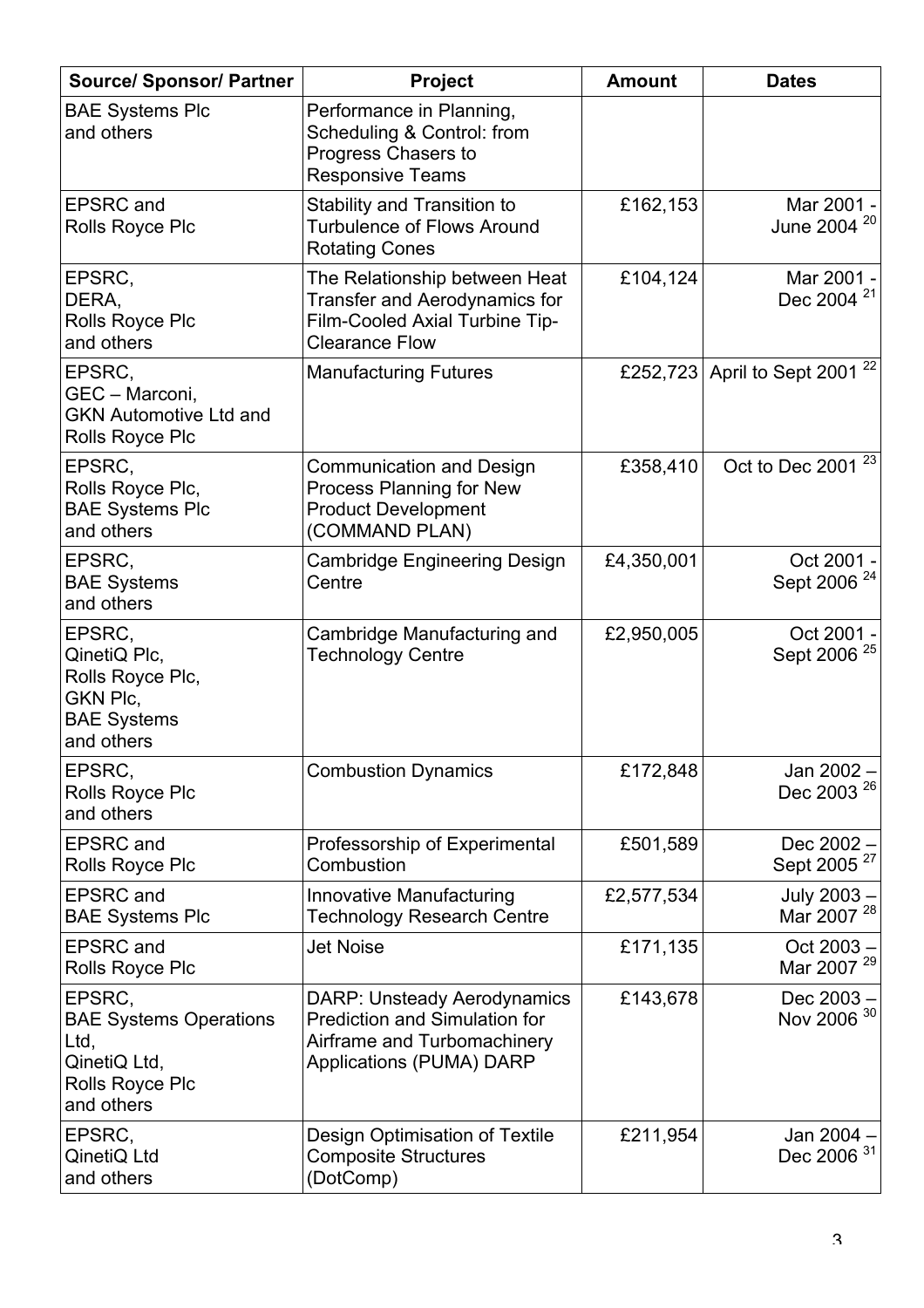| Source/ Sponsor/ Partner | Project | Amount | Dates |
|---|---|---|---|
| BAE Systems Plc and others | Performance in Planning, Scheduling & Control: from Progress Chasers to Responsive Teams | | |
| EPSRC and Rolls Royce Plc | Stability and Transition to Turbulence of Flows Around Rotating Cones | £162,153 | Mar 2001 - June 2004 [20] |
| EPSRC, DERA, Rolls Royce Plc and others | The Relationship between Heat Transfer and Aerodynamics for Film-Cooled Axial Turbine Tip-Clearance Flow | £104,124 | Mar 2001 - Dec 2004 [21] |
| EPSRC, GEC – Marconi, GKN Automotive Ltd and Rolls Royce Plc | Manufacturing Futures | £252,723 | April to Sept 2001 [22] |
| EPSRC, Rolls Royce Plc, BAE Systems Plc and others | Communication and Design Process Planning for New Product Development (COMMAND PLAN) | £358,410 | Oct to Dec 2001 [23] |
| EPSRC, BAE Systems and others | Cambridge Engineering Design Centre | £4,350,001 | Oct 2001 - Sept 2006 [24] |
| EPSRC, QinetiQ Plc, Rolls Royce Plc, GKN Plc, BAE Systems and others | Cambridge Manufacturing and Technology Centre | £2,950,005 | Oct 2001 - Sept 2006 [25] |
| EPSRC, Rolls Royce Plc and others | Combustion Dynamics | £172,848 | Jan 2002 – Dec 2003 [26] |
| EPSRC and Rolls Royce Plc | Professorship of Experimental Combustion | £501,589 | Dec 2002 – Sept 2005 [27] |
| EPSRC and BAE Systems Plc | Innovative Manufacturing Technology Research Centre | £2,577,534 | July 2003 – Mar 2007 [28] |
| EPSRC and Rolls Royce Plc | Jet Noise | £171,135 | Oct 2003 – Mar 2007 [29] |
| EPSRC, BAE Systems Operations Ltd, QinetiQ Ltd, Rolls Royce Plc and others | DARP: Unsteady Aerodynamics Prediction and Simulation for Airframe and Turbomachinery Applications (PUMA) DARP | £143,678 | Dec 2003 – Nov 2006 [30] |
| EPSRC, QinetiQ Ltd and others | Design Optimisation of Textile Composite Structures (DotComp) | £211,954 | Jan 2004 – Dec 2006 [31] |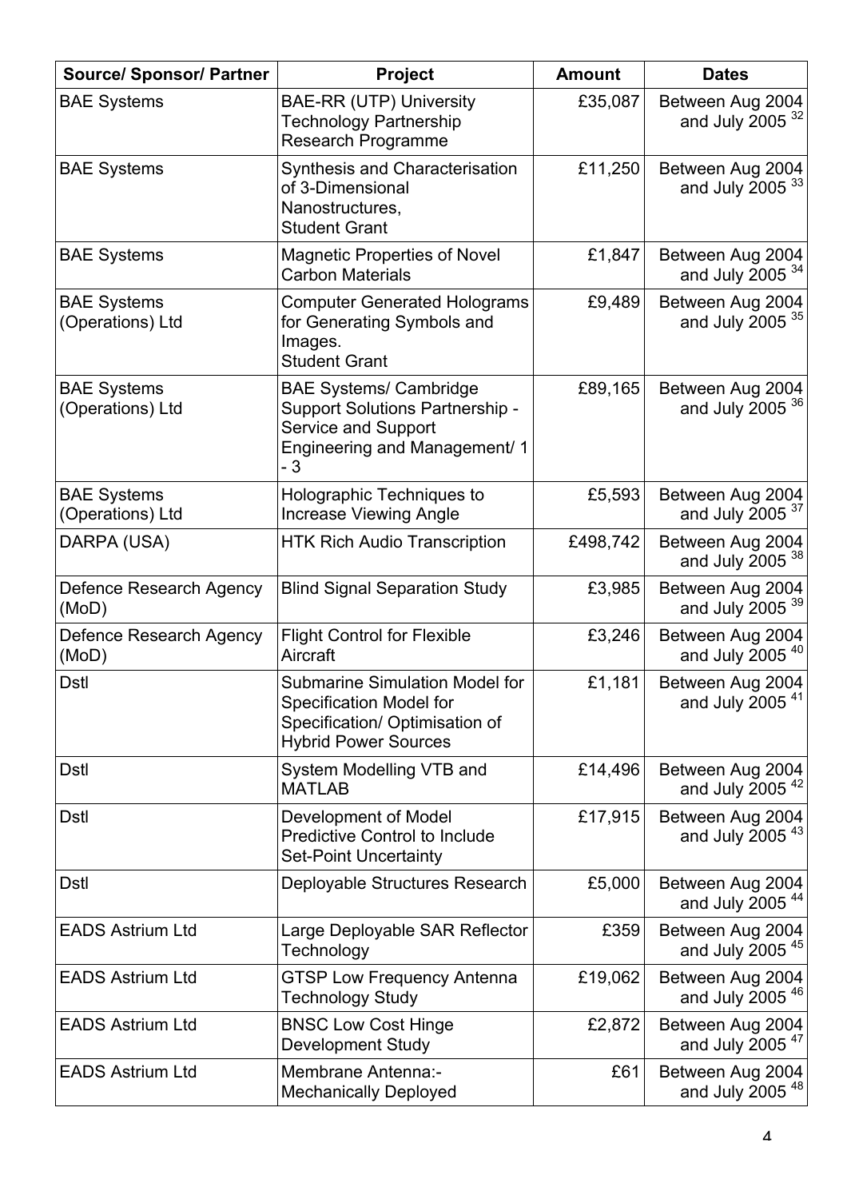| Source/ Sponsor/ Partner | Project | Amount | Dates |
|---|---|---|---|
| BAE Systems | BAE-RR (UTP) University Technology Partnership Research Programme | £35,087 | Between Aug 2004 and July 2005 [32] |
| BAE Systems | Synthesis and Characterisation of 3-Dimensional Nanostructures, Student Grant | £11,250 | Between Aug 2004 and July 2005 [33] |
| BAE Systems | Magnetic Properties of Novel Carbon Materials | £1,847 | Between Aug 2004 and July 2005 [34] |
| BAE Systems (Operations) Ltd | Computer Generated Holograms for Generating Symbols and Images. Student Grant | £9,489 | Between Aug 2004 and July 2005 [35] |
| BAE Systems (Operations) Ltd | BAE Systems/ Cambridge Support Solutions Partnership - Service and Support Engineering and Management/ 1 - 3 | £89,165 | Between Aug 2004 and July 2005 [36] |
| BAE Systems (Operations) Ltd | Holographic Techniques to Increase Viewing Angle | £5,593 | Between Aug 2004 and July 2005 [37] |
| DARPA (USA) | HTK Rich Audio Transcription | £498,742 | Between Aug 2004 and July 2005 [38] |
| Defence Research Agency (MoD) | Blind Signal Separation Study | £3,985 | Between Aug 2004 and July 2005 [39] |
| Defence Research Agency (MoD) | Flight Control for Flexible Aircraft | £3,246 | Between Aug 2004 and July 2005 [40] |
| Dstl | Submarine Simulation Model for Specification Model for Specification/ Optimisation of Hybrid Power Sources | £1,181 | Between Aug 2004 and July 2005 [41] |
| Dstl | System Modelling VTB and MATLAB | £14,496 | Between Aug 2004 and July 2005 [42] |
| Dstl | Development of Model Predictive Control to Include Set-Point Uncertainty | £17,915 | Between Aug 2004 and July 2005 [43] |
| Dstl | Deployable Structures Research | £5,000 | Between Aug 2004 and July 2005 [44] |
| EADS Astrium Ltd | Large Deployable SAR Reflector Technology | £359 | Between Aug 2004 and July 2005 [45] |
| EADS Astrium Ltd | GTSP Low Frequency Antenna Technology Study | £19,062 | Between Aug 2004 and July 2005 [46] |
| EADS Astrium Ltd | BNSC Low Cost Hinge Development Study | £2,872 | Between Aug 2004 and July 2005 [47] |
| EADS Astrium Ltd | Membrane Antenna:- Mechanically Deployed | £61 | Between Aug 2004 and July 2005 [48] |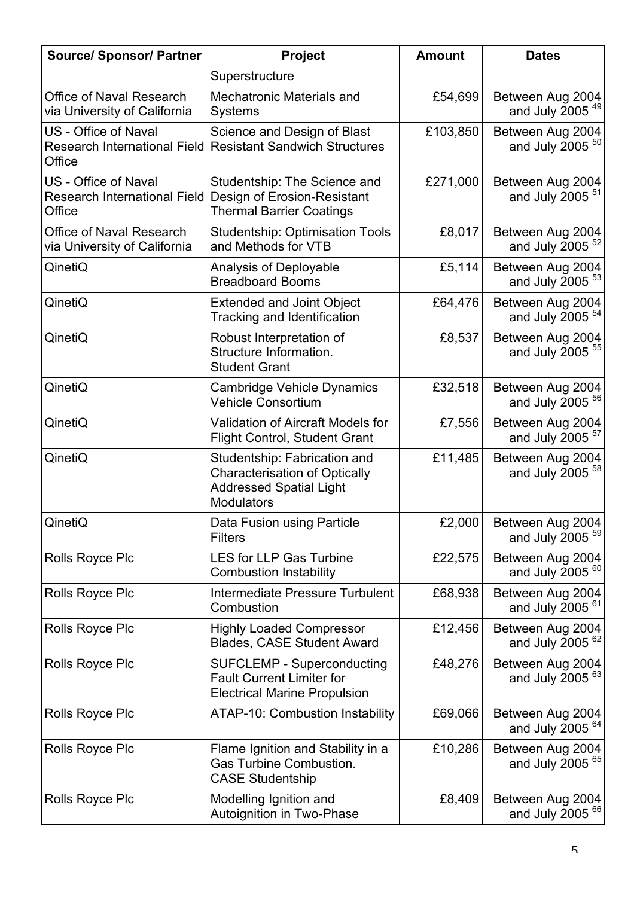| Source/ Sponsor/ Partner | Project | Amount | Dates |
|---|---|---|---|
| | Superstructure | | |
| Office of Naval Research via University of California | Mechatronic Materials and Systems | £54,699 | Between Aug 2004 and July 2005 [49] |
| US - Office of Naval Research International Field Office | Science and Design of Blast Resistant Sandwich Structures | £103,850 | Between Aug 2004 and July 2005 [50] |
| US - Office of Naval Research International Field Office | Studentship: The Science and Design of Erosion-Resistant Thermal Barrier Coatings | £271,000 | Between Aug 2004 and July 2005 [51] |
| Office of Naval Research via University of California | Studentship: Optimisation Tools and Methods for VTB | £8,017 | Between Aug 2004 and July 2005 [52] |
| QinetiQ | Analysis of Deployable Breadboard Booms | £5,114 | Between Aug 2004 and July 2005 [53] |
| QinetiQ | Extended and Joint Object Tracking and Identification | £64,476 | Between Aug 2004 and July 2005 [54] |
| QinetiQ | Robust Interpretation of Structure Information. Student Grant | £8,537 | Between Aug 2004 and July 2005 [55] |
| QinetiQ | Cambridge Vehicle Dynamics Vehicle Consortium | £32,518 | Between Aug 2004 and July 2005 [56] |
| QinetiQ | Validation of Aircraft Models for Flight Control, Student Grant | £7,556 | Between Aug 2004 and July 2005 [57] |
| QinetiQ | Studentship: Fabrication and Characterisation of Optically Addressed Spatial Light Modulators | £11,485 | Between Aug 2004 and July 2005 [58] |
| QinetiQ | Data Fusion using Particle Filters | £2,000 | Between Aug 2004 and July 2005 [59] |
| Rolls Royce Plc | LES for LLP Gas Turbine Combustion Instability | £22,575 | Between Aug 2004 and July 2005 [60] |
| Rolls Royce Plc | Intermediate Pressure Turbulent Combustion | £68,938 | Between Aug 2004 and July 2005 [61] |
| Rolls Royce Plc | Highly Loaded Compressor Blades, CASE Student Award | £12,456 | Between Aug 2004 and July 2005 [62] |
| Rolls Royce Plc | SUFCLEMP - Superconducting Fault Current Limiter for Electrical Marine Propulsion | £48,276 | Between Aug 2004 and July 2005 [63] |
| Rolls Royce Plc | ATAP-10: Combustion Instability | £69,066 | Between Aug 2004 and July 2005 [64] |
| Rolls Royce Plc | Flame Ignition and Stability in a Gas Turbine Combustion. CASE Studentship | £10,286 | Between Aug 2004 and July 2005 [65] |
| Rolls Royce Plc | Modelling Ignition and Autoignition in Two-Phase | £8,409 | Between Aug 2004 and July 2005 [66] |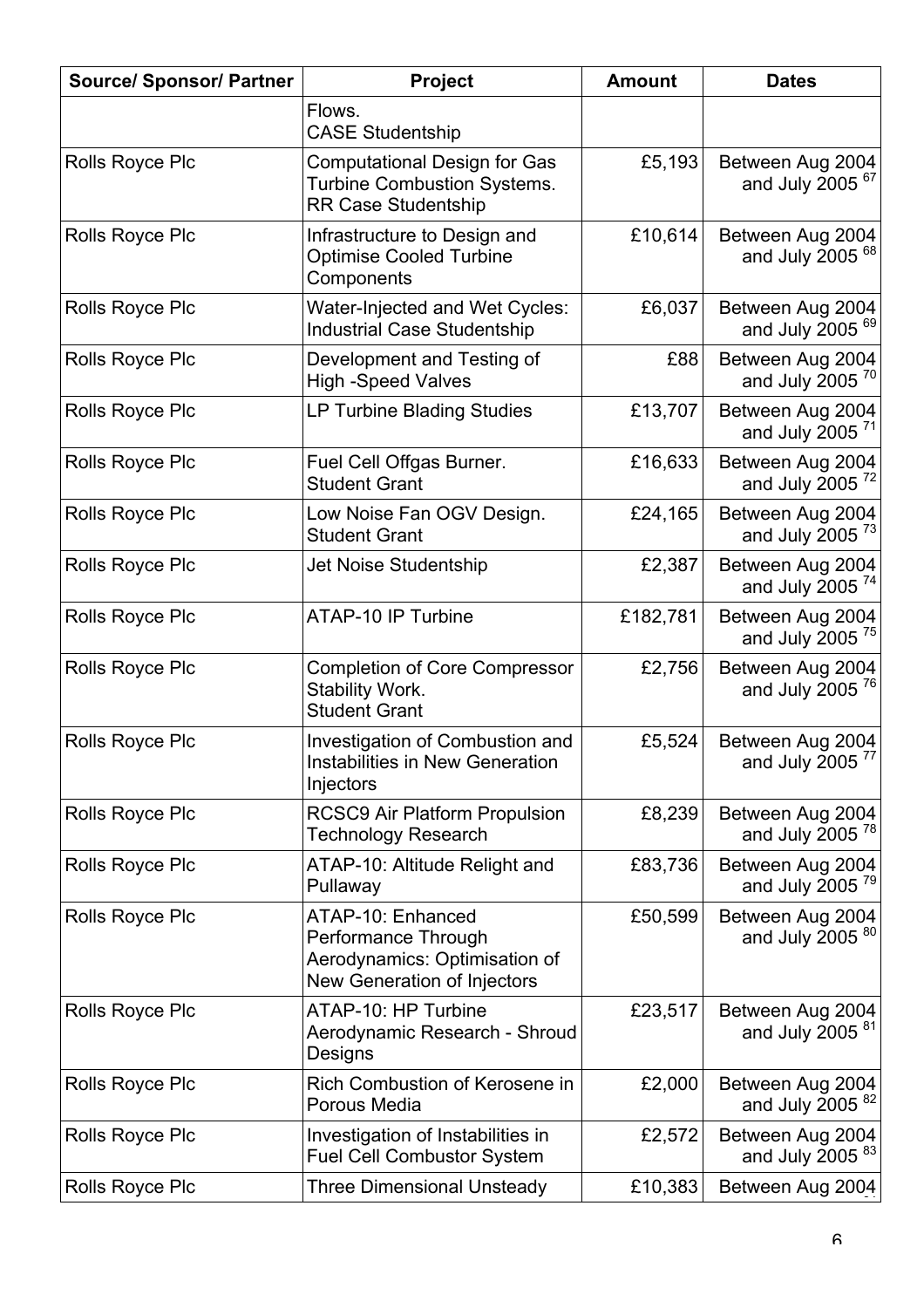| Source/ Sponsor/ Partner | Project | Amount | Dates |
|---|---|---|---|
| | Flows. CASE Studentship | | |
| Rolls Royce Plc | Computational Design for Gas Turbine Combustion Systems. RR Case Studentship | £5,193 | Between Aug 2004 and July 2005 [67] |
| Rolls Royce Plc | Infrastructure to Design and Optimise Cooled Turbine Components | £10,614 | Between Aug 2004 and July 2005 [68] |
| Rolls Royce Plc | Water-Injected and Wet Cycles: Industrial Case Studentship | £6,037 | Between Aug 2004 and July 2005 [69] |
| Rolls Royce Plc | Development and Testing of High -Speed Valves | £88 | Between Aug 2004 and July 2005 [70] |
| Rolls Royce Plc | LP Turbine Blading Studies | £13,707 | Between Aug 2004 and July 2005 [71] |
| Rolls Royce Plc | Fuel Cell Offgas Burner. Student Grant | £16,633 | Between Aug 2004 and July 2005 [72] |
| Rolls Royce Plc | Low Noise Fan OGV Design. Student Grant | £24,165 | Between Aug 2004 and July 2005 [73] |
| Rolls Royce Plc | Jet Noise Studentship | £2,387 | Between Aug 2004 and July 2005 [74] |
| Rolls Royce Plc | ATAP-10 IP Turbine | £182,781 | Between Aug 2004 and July 2005 [75] |
| Rolls Royce Plc | Completion of Core Compressor Stability Work. Student Grant | £2,756 | Between Aug 2004 and July 2005 [76] |
| Rolls Royce Plc | Investigation of Combustion and Instabilities in New Generation Injectors | £5,524 | Between Aug 2004 and July 2005 [77] |
| Rolls Royce Plc | RCSC9 Air Platform Propulsion Technology Research | £8,239 | Between Aug 2004 and July 2005 [78] |
| Rolls Royce Plc | ATAP-10: Altitude Relight and Pullaway | £83,736 | Between Aug 2004 and July 2005 [79] |
| Rolls Royce Plc | ATAP-10: Enhanced Performance Through Aerodynamics: Optimisation of New Generation of Injectors | £50,599 | Between Aug 2004 and July 2005 [80] |
| Rolls Royce Plc | ATAP-10: HP Turbine Aerodynamic Research - Shroud Designs | £23,517 | Between Aug 2004 and July 2005 [81] |
| Rolls Royce Plc | Rich Combustion of Kerosene in Porous Media | £2,000 | Between Aug 2004 and July 2005 [82] |
| Rolls Royce Plc | Investigation of Instabilities in Fuel Cell Combustor System | £2,572 | Between Aug 2004 and July 2005 [83] |
| Rolls Royce Plc | Three Dimensional Unsteady | £10,383 | Between Aug 2004 |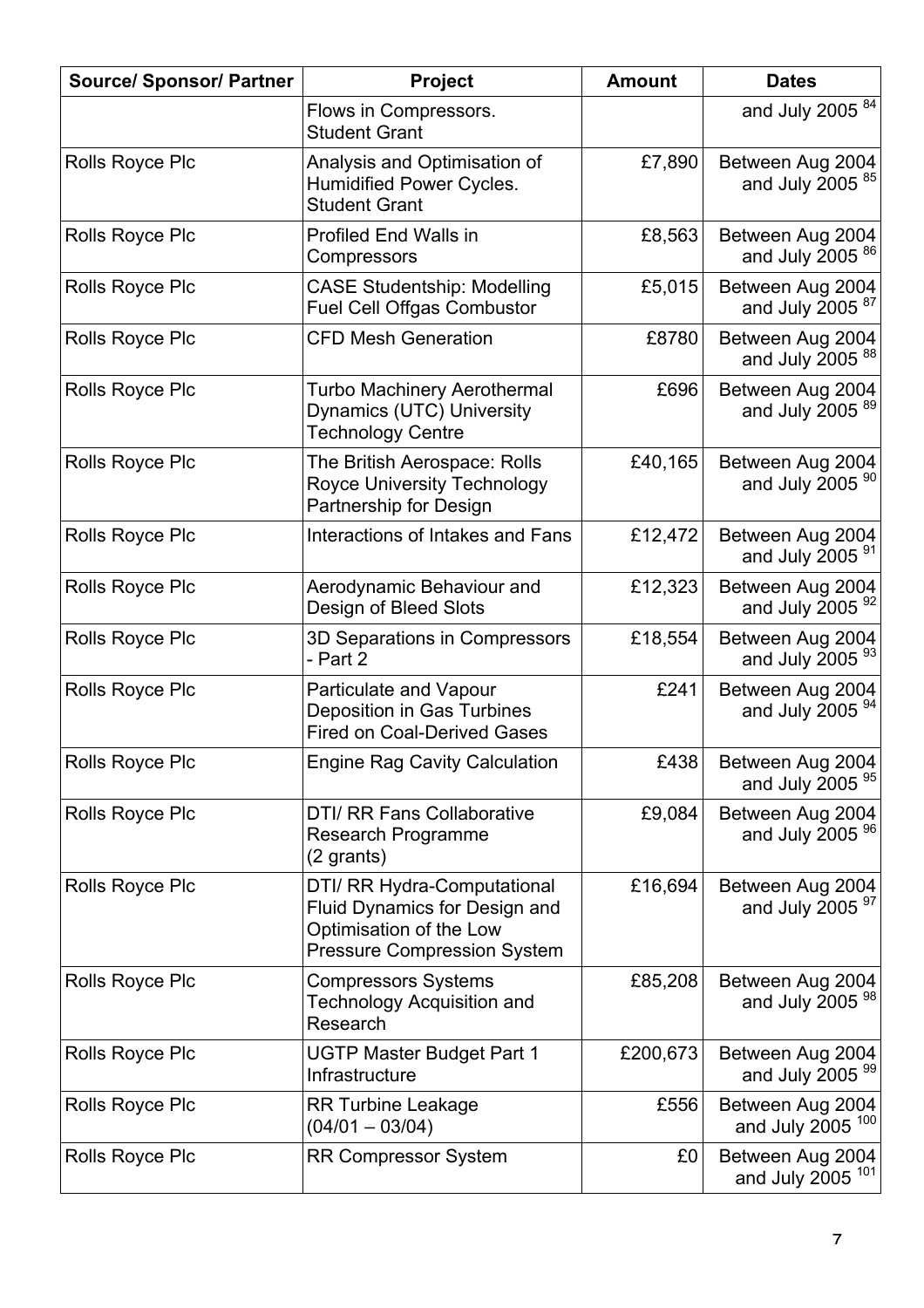| Source/ Sponsor/ Partner | Project | Amount | Dates |
| --- | --- | --- | --- |
| | Flows in Compressors. Student Grant | | and July 2005 [84] |
| Rolls Royce Plc | Analysis and Optimisation of Humidified Power Cycles. Student Grant | £7,890 | Between Aug 2004 and July 2005 [85] |
| Rolls Royce Plc | Profiled End Walls in Compressors | £8,563 | Between Aug 2004 and July 2005 [86] |
| Rolls Royce Plc | CASE Studentship: Modelling Fuel Cell Offgas Combustor | £5,015 | Between Aug 2004 and July 2005 [87] |
| Rolls Royce Plc | CFD Mesh Generation | £8780 | Between Aug 2004 and July 2005 [88] |
| Rolls Royce Plc | Turbo Machinery Aerothermal Dynamics (UTC) University Technology Centre | £696 | Between Aug 2004 and July 2005 [89] |
| Rolls Royce Plc | The British Aerospace: Rolls Royce University Technology Partnership for Design | £40,165 | Between Aug 2004 and July 2005 [90] |
| Rolls Royce Plc | Interactions of Intakes and Fans | £12,472 | Between Aug 2004 and July 2005 [91] |
| Rolls Royce Plc | Aerodynamic Behaviour and Design of Bleed Slots | £12,323 | Between Aug 2004 and July 2005 [92] |
| Rolls Royce Plc | 3D Separations in Compressors - Part 2 | £18,554 | Between Aug 2004 and July 2005 [93] |
| Rolls Royce Plc | Particulate and Vapour Deposition in Gas Turbines Fired on Coal-Derived Gases | £241 | Between Aug 2004 and July 2005 [94] |
| Rolls Royce Plc | Engine Rag Cavity Calculation | £438 | Between Aug 2004 and July 2005 [95] |
| Rolls Royce Plc | DTI/ RR Fans Collaborative Research Programme (2 grants) | £9,084 | Between Aug 2004 and July 2005 [96] |
| Rolls Royce Plc | DTI/ RR Hydra-Computational Fluid Dynamics for Design and Optimisation of the Low Pressure Compression System | £16,694 | Between Aug 2004 and July 2005 [97] |
| Rolls Royce Plc | Compressors Systems Technology Acquisition and Research | £85,208 | Between Aug 2004 and July 2005 [98] |
| Rolls Royce Plc | UGTP Master Budget Part 1 Infrastructure | £200,673 | Between Aug 2004 and July 2005 [99] |
| Rolls Royce Plc | RR Turbine Leakage (04/01 – 03/04) | £556 | Between Aug 2004 and July 2005 [100] |
| Rolls Royce Plc | RR Compressor System | £0 | Between Aug 2004 and July 2005 [101] |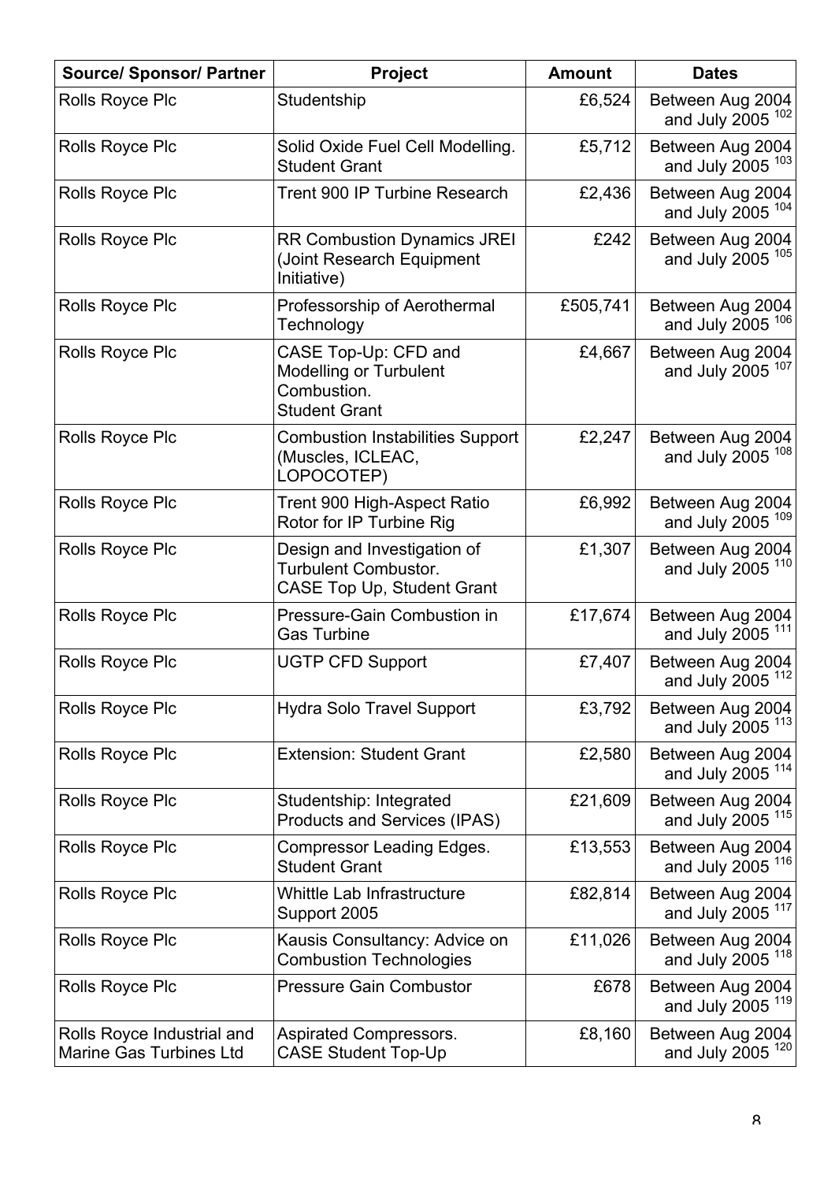| Source/ Sponsor/ Partner | Project | Amount | Dates |
|---|---|---|---|
| Rolls Royce Plc | Studentship | £6,524 | Between Aug 2004 and July 2005 [102] |
| Rolls Royce Plc | Solid Oxide Fuel Cell Modelling. Student Grant | £5,712 | Between Aug 2004 and July 2005 [103] |
| Rolls Royce Plc | Trent 900 IP Turbine Research | £2,436 | Between Aug 2004 and July 2005 [104] |
| Rolls Royce Plc | RR Combustion Dynamics JREI (Joint Research Equipment Initiative) | £242 | Between Aug 2004 and July 2005 [105] |
| Rolls Royce Plc | Professorship of Aerothermal Technology | £505,741 | Between Aug 2004 and July 2005 [106] |
| Rolls Royce Plc | CASE Top-Up: CFD and Modelling or Turbulent Combustion. Student Grant | £4,667 | Between Aug 2004 and July 2005 [107] |
| Rolls Royce Plc | Combustion Instabilities Support (Muscles, ICLEAC, LOPOCOTEP) | £2,247 | Between Aug 2004 and July 2005 [108] |
| Rolls Royce Plc | Trent 900 High-Aspect Ratio Rotor for IP Turbine Rig | £6,992 | Between Aug 2004 and July 2005 [109] |
| Rolls Royce Plc | Design and Investigation of Turbulent Combustor. CASE Top Up, Student Grant | £1,307 | Between Aug 2004 and July 2005 [110] |
| Rolls Royce Plc | Pressure-Gain Combustion in Gas Turbine | £17,674 | Between Aug 2004 and July 2005 [111] |
| Rolls Royce Plc | UGTP CFD Support | £7,407 | Between Aug 2004 and July 2005 [112] |
| Rolls Royce Plc | Hydra Solo Travel Support | £3,792 | Between Aug 2004 and July 2005 [113] |
| Rolls Royce Plc | Extension: Student Grant | £2,580 | Between Aug 2004 and July 2005 [114] |
| Rolls Royce Plc | Studentship: Integrated Products and Services (IPAS) | £21,609 | Between Aug 2004 and July 2005 [115] |
| Rolls Royce Plc | Compressor Leading Edges. Student Grant | £13,553 | Between Aug 2004 and July 2005 [116] |
| Rolls Royce Plc | Whittle Lab Infrastructure Support 2005 | £82,814 | Between Aug 2004 and July 2005 [117] |
| Rolls Royce Plc | Kausis Consultancy: Advice on Combustion Technologies | £11,026 | Between Aug 2004 and July 2005 [118] |
| Rolls Royce Plc | Pressure Gain Combustor | £678 | Between Aug 2004 and July 2005 [119] |
| Rolls Royce Industrial and Marine Gas Turbines Ltd | Aspirated Compressors. CASE Student Top-Up | £8,160 | Between Aug 2004 and July 2005 [120] |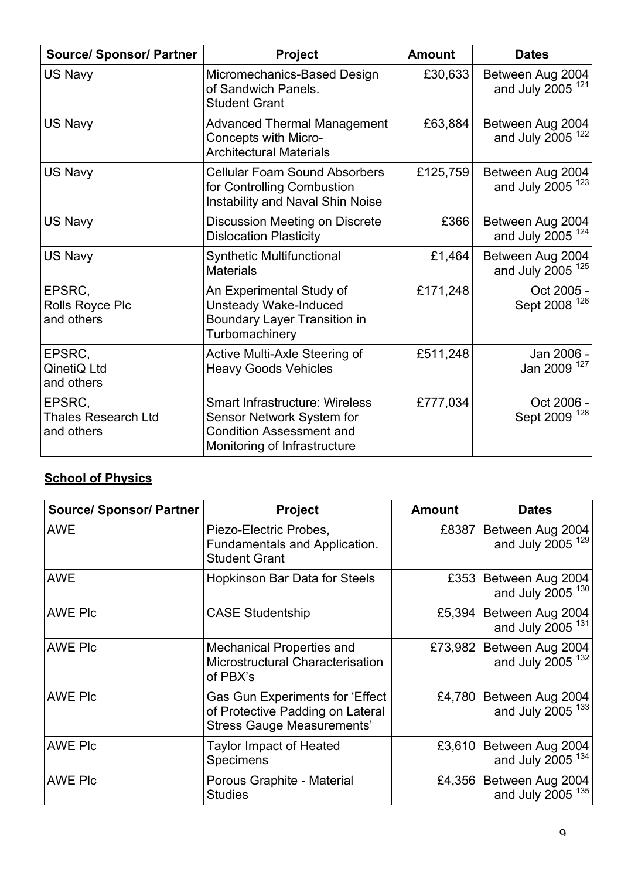| Source/ Sponsor/ Partner | Project | Amount | Dates |
|---|---|---|---|
| US Navy | Micromechanics-Based Design of Sandwich Panels. Student Grant | £30,633 | Between Aug 2004 and July 2005 [121] |
| US Navy | Advanced Thermal Management Concepts with Micro-Architectural Materials | £63,884 | Between Aug 2004 and July 2005 [122] |
| US Navy | Cellular Foam Sound Absorbers for Controlling Combustion Instability and Naval Shin Noise | £125,759 | Between Aug 2004 and July 2005 [123] |
| US Navy | Discussion Meeting on Discrete Dislocation Plasticity | £366 | Between Aug 2004 and July 2005 [124] |
| US Navy | Synthetic Multifunctional Materials | £1,464 | Between Aug 2004 and July 2005 [125] |
| EPSRC, Rolls Royce Plc and others | An Experimental Study of Unsteady Wake-Induced Boundary Layer Transition in Turbomachinery | £171,248 | Oct 2005 - Sept 2008 [126] |
| EPSRC, QinetiQ Ltd and others | Active Multi-Axle Steering of Heavy Goods Vehicles | £511,248 | Jan 2006 - Jan 2009 [127] |
| EPSRC, Thales Research Ltd and others | Smart Infrastructure: Wireless Sensor Network System for Condition Assessment and Monitoring of Infrastructure | £777,034 | Oct 2006 - Sept 2009 [128] |

**School of Physics**

| Source/ Sponsor/ Partner | Project | Amount | Dates |
|---|---|---|---|
| AWE | Piezo-Electric Probes, Fundamentals and Application. Student Grant | £8387 | Between Aug 2004 and July 2005 [129] |
| AWE | Hopkinson Bar Data for Steels | £353 | Between Aug 2004 and July 2005 [130] |
| AWE Plc | CASE Studentship | £5,394 | Between Aug 2004 and July 2005 [131] |
| AWE Plc | Mechanical Properties and Microstructural Characterisation of PBX's | £73,982 | Between Aug 2004 and July 2005 [132] |
| AWE Plc | Gas Gun Experiments for 'Effect of Protective Padding on Lateral Stress Gauge Measurements' | £4,780 | Between Aug 2004 and July 2005 [133] |
| AWE Plc | Taylor Impact of Heated Specimens | £3,610 | Between Aug 2004 and July 2005 [134] |
| AWE Plc | Porous Graphite - Material Studies | £4,356 | Between Aug 2004 and July 2005 [135] |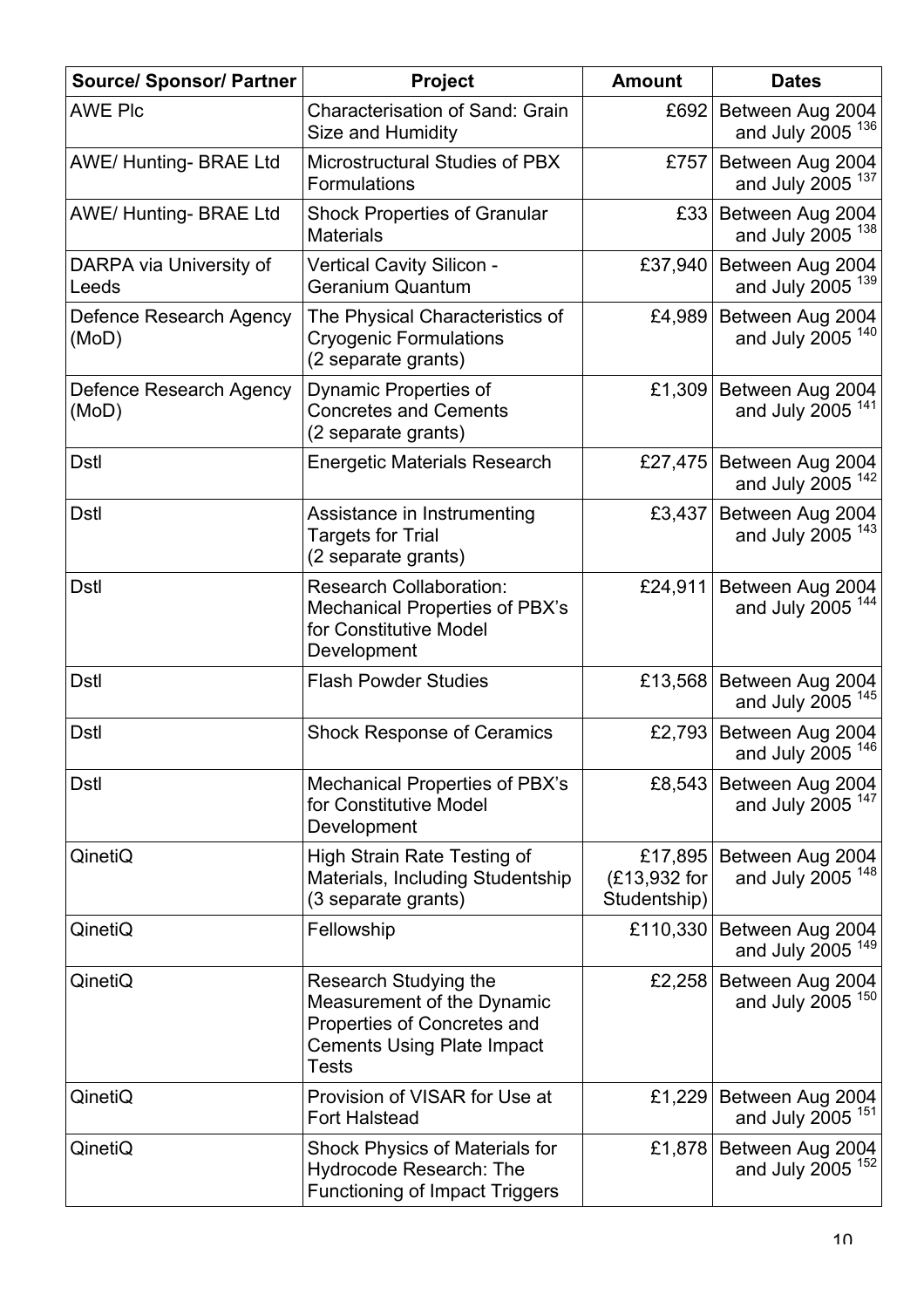| Source/ Sponsor/ Partner | Project | Amount | Dates |
|---|---|---|---|
| AWE Plc | Characterisation of Sand: Grain Size and Humidity | £692 | Between Aug 2004 and July 2005 [136] |
| AWE/ Hunting- BRAE Ltd | Microstructural Studies of PBX Formulations | £757 | Between Aug 2004 and July 2005 [137] |
| AWE/ Hunting- BRAE Ltd | Shock Properties of Granular Materials | £33 | Between Aug 2004 and July 2005 [138] |
| DARPA via University of Leeds | Vertical Cavity Silicon - Geranium Quantum | £37,940 | Between Aug 2004 and July 2005 [139] |
| Defence Research Agency (MoD) | The Physical Characteristics of Cryogenic Formulations (2 separate grants) | £4,989 | Between Aug 2004 and July 2005 [140] |
| Defence Research Agency (MoD) | Dynamic Properties of Concretes and Cements (2 separate grants) | £1,309 | Between Aug 2004 and July 2005 [141] |
| Dstl | Energetic Materials Research | £27,475 | Between Aug 2004 and July 2005 [142] |
| Dstl | Assistance in Instrumenting Targets for Trial (2 separate grants) | £3,437 | Between Aug 2004 and July 2005 [143] |
| Dstl | Research Collaboration: Mechanical Properties of PBX's for Constitutive Model Development | £24,911 | Between Aug 2004 and July 2005 [144] |
| Dstl | Flash Powder Studies | £13,568 | Between Aug 2004 and July 2005 [145] |
| Dstl | Shock Response of Ceramics | £2,793 | Between Aug 2004 and July 2005 [146] |
| Dstl | Mechanical Properties of PBX's for Constitutive Model Development | £8,543 | Between Aug 2004 and July 2005 [147] |
| QinetiQ | High Strain Rate Testing of Materials, Including Studentship (3 separate grants) | £17,895 (£13,932 for Studentship) | Between Aug 2004 and July 2005 [148] |
| QinetiQ | Fellowship | £110,330 | Between Aug 2004 and July 2005 [149] |
| QinetiQ | Research Studying the Measurement of the Dynamic Properties of Concretes and Cements Using Plate Impact Tests | £2,258 | Between Aug 2004 and July 2005 [150] |
| QinetiQ | Provision of VISAR for Use at Fort Halstead | £1,229 | Between Aug 2004 and July 2005 [151] |
| QinetiQ | Shock Physics of Materials for Hydrocode Research: The Functioning of Impact Triggers | £1,878 | Between Aug 2004 and July 2005 [152] |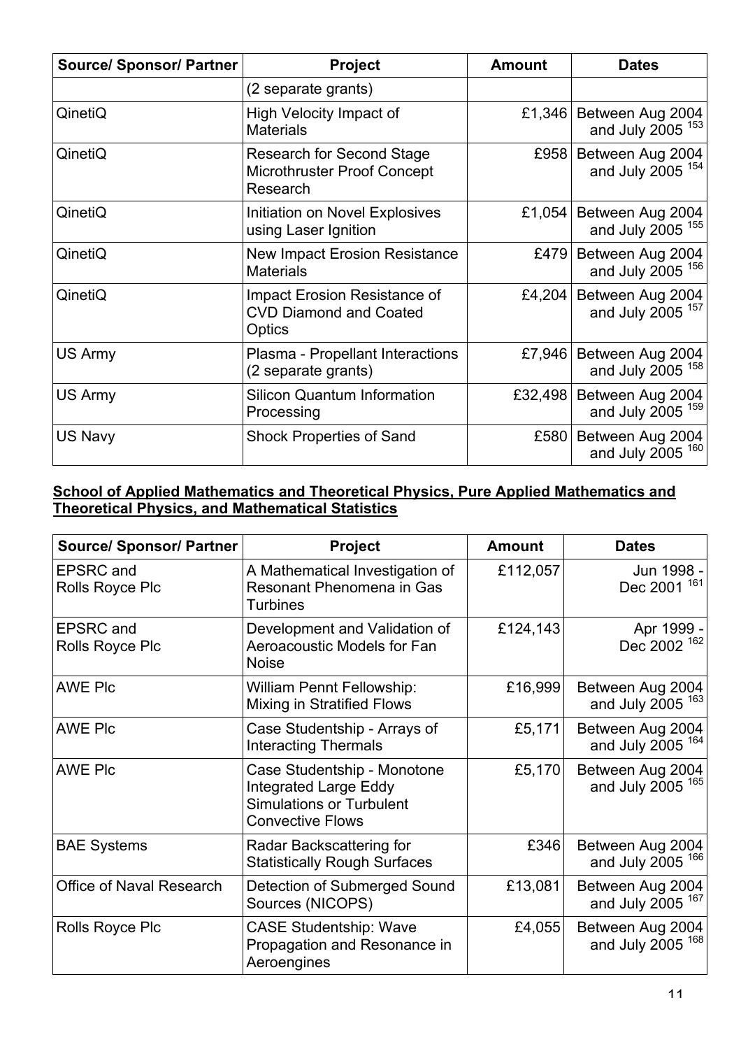| Source/ Sponsor/ Partner | Project | Amount | Dates |
|---|---|---|---|
| | (2 separate grants) | | |
| QinetiQ | High Velocity Impact of Materials | £1,346 | Between Aug 2004 and July 2005 [153] |
| QinetiQ | Research for Second Stage Microthruster Proof Concept Research | £958 | Between Aug 2004 and July 2005 [154] |
| QinetiQ | Initiation on Novel Explosives using Laser Ignition | £1,054 | Between Aug 2004 and July 2005 [155] |
| QinetiQ | New Impact Erosion Resistance Materials | £479 | Between Aug 2004 and July 2005 [156] |
| QinetiQ | Impact Erosion Resistance of CVD Diamond and Coated Optics | £4,204 | Between Aug 2004 and July 2005 [157] |
| US Army | Plasma - Propellant Interactions (2 separate grants) | £7,946 | Between Aug 2004 and July 2005 [158] |
| US Army | Silicon Quantum Information Processing | £32,498 | Between Aug 2004 and July 2005 [159] |
| US Navy | Shock Properties of Sand | £580 | Between Aug 2004 and July 2005 [160] |

**School of Applied Mathematics and Theoretical Physics, Pure Applied Mathematics and Theoretical Physics, and Mathematical Statistics**

| Source/ Sponsor/ Partner | Project | Amount | Dates |
|---|---|---|---|
| EPSRC and Rolls Royce Plc | A Mathematical Investigation of Resonant Phenomena in Gas Turbines | £112,057 | Jun 1998 - Dec 2001 [161] |
| EPSRC and Rolls Royce Plc | Development and Validation of Aeroacoustic Models for Fan Noise | £124,143 | Apr 1999 - Dec 2002 [162] |
| AWE Plc | William Pennt Fellowship: Mixing in Stratified Flows | £16,999 | Between Aug 2004 and July 2005 [163] |
| AWE Plc | Case Studentship - Arrays of Interacting Thermals | £5,171 | Between Aug 2004 and July 2005 [164] |
| AWE Plc | Case Studentship - Monotone Integrated Large Eddy Simulations or Turbulent Convective Flows | £5,170 | Between Aug 2004 and July 2005 [165] |
| BAE Systems | Radar Backscattering for Statistically Rough Surfaces | £346 | Between Aug 2004 and July 2005 [166] |
| Office of Naval Research | Detection of Submerged Sound Sources (NICOPS) | £13,081 | Between Aug 2004 and July 2005 [167] |
| Rolls Royce Plc | CASE Studentship: Wave Propagation and Resonance in Aeroengines | £4,055 | Between Aug 2004 and July 2005 [168] |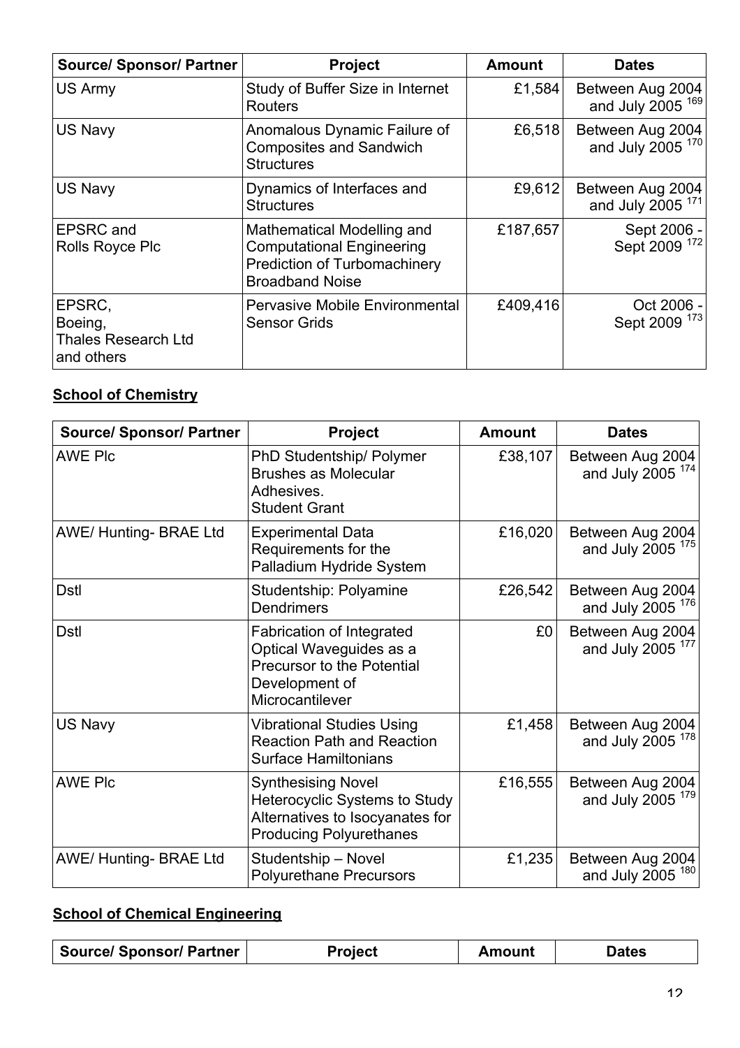| Source/ Sponsor/ Partner | Project | Amount | Dates |
|---|---|---|---|
| US Army | Study of Buffer Size in Internet Routers | £1,584 | Between Aug 2004 and July 2005 [169] |
| US Navy | Anomalous Dynamic Failure of Composites and Sandwich Structures | £6,518 | Between Aug 2004 and July 2005 [170] |
| US Navy | Dynamics of Interfaces and Structures | £9,612 | Between Aug 2004 and July 2005 [171] |
| EPSRC and Rolls Royce Plc | Mathematical Modelling and Computational Engineering Prediction of Turbomachinery Broadband Noise | £187,657 | Sept 2006 - Sept 2009 [172] |
| EPSRC, Boeing, Thales Research Ltd and others | Pervasive Mobile Environmental Sensor Grids | £409,416 | Oct 2006 - Sept 2009 [173] |

**School of Chemistry**

| Source/ Sponsor/ Partner | Project | Amount | Dates |
|---|---|---|---|
| AWE Plc | PhD Studentship/ Polymer Brushes as Molecular Adhesives. Student Grant | £38,107 | Between Aug 2004 and July 2005 [174] |
| AWE/ Hunting- BRAE Ltd | Experimental Data Requirements for the Palladium Hydride System | £16,020 | Between Aug 2004 and July 2005 [175] |
| Dstl | Studentship: Polyamine Dendrimers | £26,542 | Between Aug 2004 and July 2005 [176] |
| Dstl | Fabrication of Integrated Optical Waveguides as a Precursor to the Potential Development of Microcantilever | £0 | Between Aug 2004 and July 2005 [177] |
| US Navy | Vibrational Studies Using Reaction Path and Reaction Surface Hamiltonians | £1,458 | Between Aug 2004 and July 2005 [178] |
| AWE Plc | Synthesising Novel Heterocyclic Systems to Study Alternatives to Isocyanates for Producing Polyurethanes | £16,555 | Between Aug 2004 and July 2005 [179] |
| AWE/ Hunting- BRAE Ltd | Studentship – Novel Polyurethane Precursors | £1,235 | Between Aug 2004 and July 2005 [180] |

**School of Chemical Engineering**

| Source/ Sponsor/ Partner | Project | Amount | Dates |
|---|---|---|---|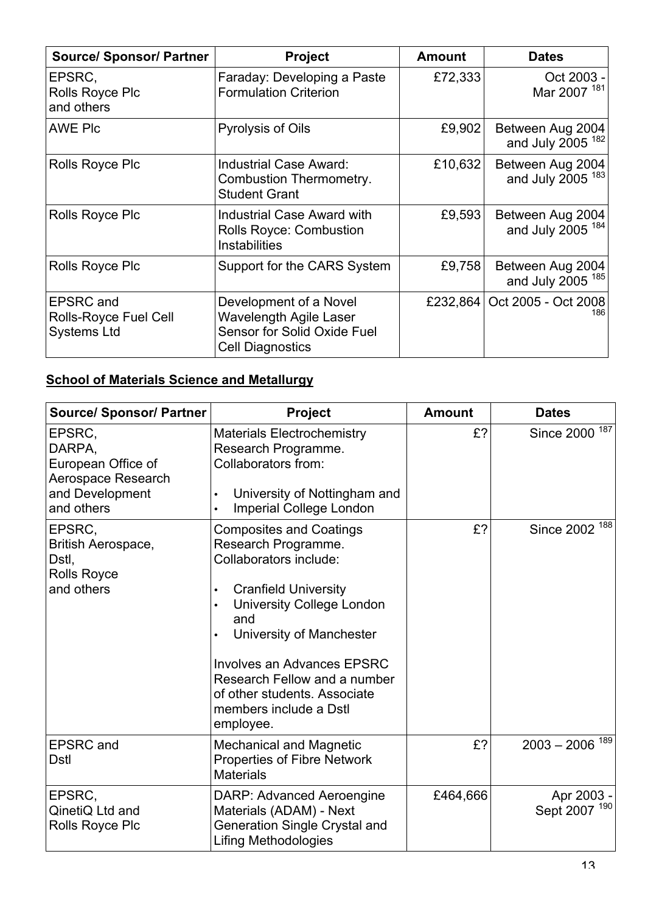| Source/ Sponsor/ Partner | Project | Amount | Dates |
|---|---|---|---|
| EPSRC, Rolls Royce Plc and others | Faraday: Developing a Paste Formulation Criterion | £72,333 | Oct 2003 - Mar 2007 [181] |
| AWE Plc | Pyrolysis of Oils | £9,902 | Between Aug 2004 and July 2005 [182] |
| Rolls Royce Plc | Industrial Case Award: Combustion Thermometry. Student Grant | £10,632 | Between Aug 2004 and July 2005 [183] |
| Rolls Royce Plc | Industrial Case Award with Rolls Royce: Combustion Instabilities | £9,593 | Between Aug 2004 and July 2005 [184] |
| Rolls Royce Plc | Support for the CARS System | £9,758 | Between Aug 2004 and July 2005 [185] |
| EPSRC and Rolls-Royce Fuel Cell Systems Ltd | Development of a Novel Wavelength Agile Laser Sensor for Solid Oxide Fuel Cell Diagnostics | £232,864 | Oct 2005 - Oct 2008 [186] |

## School of Materials Science and Metallurgy

| Source/ Sponsor/ Partner | Project | Amount | Dates |
|---|---|---|---|
| EPSRC, DARPA, European Office of Aerospace Research and Development and others | Materials Electrochemistry Research Programme. Collaborators from: • University of Nottingham and • Imperial College London | £? | Since 2000 [187] |
| EPSRC, British Aerospace, Dstl, Rolls Royce and others | Composites and Coatings Research Programme. Collaborators include: • Cranfield University • University College London and • University of Manchester<br><br>Involves an Advances EPSRC Research Fellow and a number of other students. Associate members include a Dstl employee. | £? | Since 2002 [188] |
| EPSRC and Dstl | Mechanical and Magnetic Properties of Fibre Network Materials | £? | 2003 – 2006 [189] |
| EPSRC, QinetiQ Ltd and Rolls Royce Plc | DARP: Advanced Aeroengine Materials (ADAM) - Next Generation Single Crystal and Lifing Methodologies | £464,666 | Apr 2003 - Sept 2007 [190] |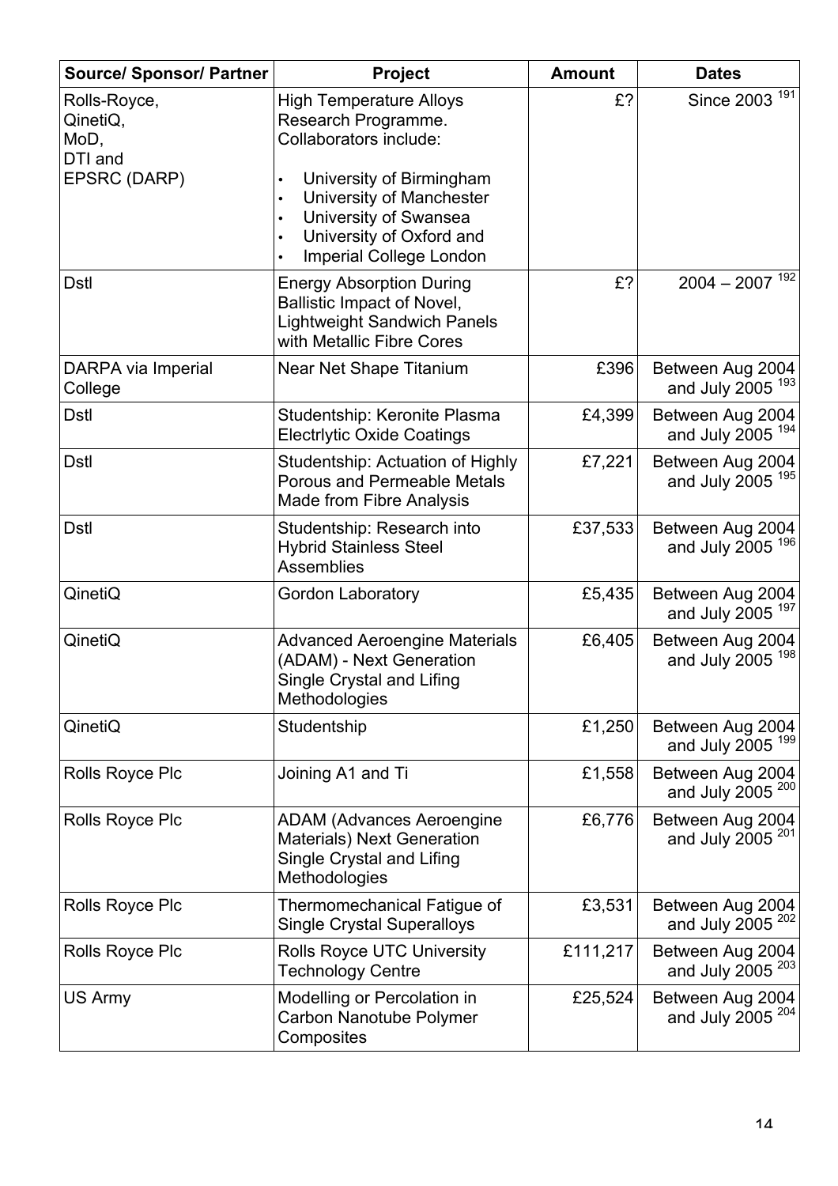| Source/ Sponsor/ Partner | Project | Amount | Dates |
|---|---|---|---|
| Rolls-Royce, QinetiQ, MoD, DTI and EPSRC (DARP) | High Temperature Alloys Research Programme. Collaborators include: • University of Birmingham • University of Manchester • University of Swansea • University of Oxford and • Imperial College London | £? | Since 2003 [191] |
| Dstl | Energy Absorption During Ballistic Impact of Novel, Lightweight Sandwich Panels with Metallic Fibre Cores | £? | 2004 – 2007 [192] |
| DARPA via Imperial College | Near Net Shape Titanium | £396 | Between Aug 2004 and July 2005 [193] |
| Dstl | Studentship: Keronite Plasma Electrlytic Oxide Coatings | £4,399 | Between Aug 2004 and July 2005 [194] |
| Dstl | Studentship: Actuation of Highly Porous and Permeable Metals Made from Fibre Analysis | £7,221 | Between Aug 2004 and July 2005 [195] |
| Dstl | Studentship: Research into Hybrid Stainless Steel Assemblies | £37,533 | Between Aug 2004 and July 2005 [196] |
| QinetiQ | Gordon Laboratory | £5,435 | Between Aug 2004 and July 2005 [197] |
| QinetiQ | Advanced Aeroengine Materials (ADAM) - Next Generation Single Crystal and Lifing Methodologies | £6,405 | Between Aug 2004 and July 2005 [198] |
| QinetiQ | Studentship | £1,250 | Between Aug 2004 and July 2005 [199] |
| Rolls Royce Plc | Joining A1 and Ti | £1,558 | Between Aug 2004 and July 2005 [200] |
| Rolls Royce Plc | ADAM (Advances Aeroengine Materials) Next Generation Single Crystal and Lifing Methodologies | £6,776 | Between Aug 2004 and July 2005 [201] |
| Rolls Royce Plc | Thermomechanical Fatigue of Single Crystal Superalloys | £3,531 | Between Aug 2004 and July 2005 [202] |
| Rolls Royce Plc | Rolls Royce UTC University Technology Centre | £111,217 | Between Aug 2004 and July 2005 [203] |
| US Army | Modelling or Percolation in Carbon Nanotube Polymer Composites | £25,524 | Between Aug 2004 and July 2005 [204] |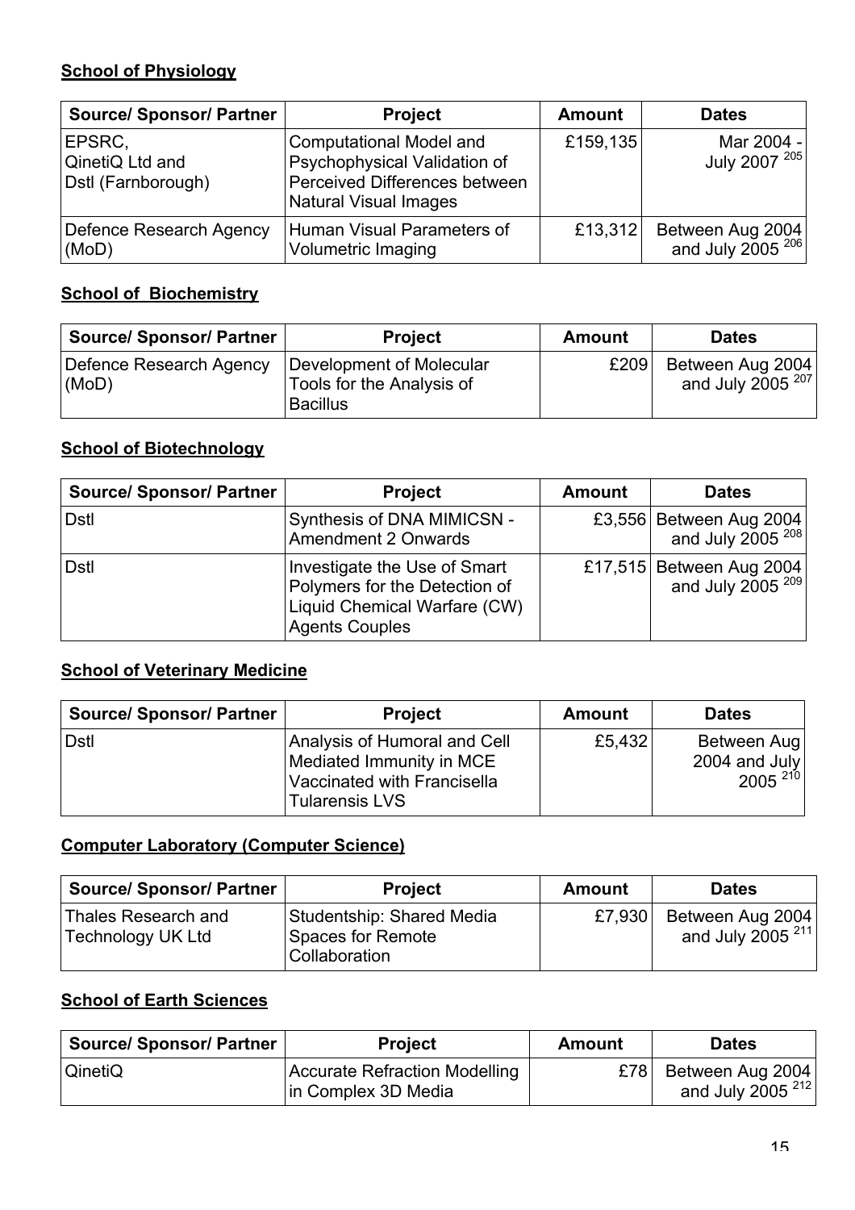**School of Physiology**

| Source/ Sponsor/ Partner | Project | Amount | Dates |
|---|---|---|---|
| EPSRC, QinetiQ Ltd and Dstl (Farnborough) | Computational Model and Psychophysical Validation of Perceived Differences between Natural Visual Images | £159,135 | Mar 2004 - July 2007 [205] |
| Defence Research Agency (MoD) | Human Visual Parameters of Volumetric Imaging | £13,312 | Between Aug 2004 and July 2005 [206] |

**School of Biochemistry**

| Source/ Sponsor/ Partner | Project | Amount | Dates |
|---|---|---|---|
| Defence Research Agency (MoD) | Development of Molecular Tools for the Analysis of Bacillus | £209 | Between Aug 2004 and July 2005 [207] |

**School of Biotechnology**

| Source/ Sponsor/ Partner | Project | Amount | Dates |
|---|---|---|---|
| Dstl | Synthesis of DNA MIMICSN - Amendment 2 Onwards | £3,556 | Between Aug 2004 and July 2005 [208] |
| Dstl | Investigate the Use of Smart Polymers for the Detection of Liquid Chemical Warfare (CW) Agents Couples | £17,515 | Between Aug 2004 and July 2005 [209] |

**School of Veterinary Medicine**

| Source/ Sponsor/ Partner | Project | Amount | Dates |
|---|---|---|---|
| Dstl | Analysis of Humoral and Cell Mediated Immunity in MCE Vaccinated with Francisella Tularensis LVS | £5,432 | Between Aug 2004 and July 2005 [210] |

**Computer Laboratory (Computer Science)**

| Source/ Sponsor/ Partner | Project | Amount | Dates |
|---|---|---|---|
| Thales Research and Technology UK Ltd | Studentship: Shared Media Spaces for Remote Collaboration | £7,930 | Between Aug 2004 and July 2005 [211] |

**School of Earth Sciences**

| Source/ Sponsor/ Partner | Project | Amount | Dates |
|---|---|---|---|
| QinetiQ | Accurate Refraction Modelling in Complex 3D Media | £78 | Between Aug 2004 and July 2005 [212] |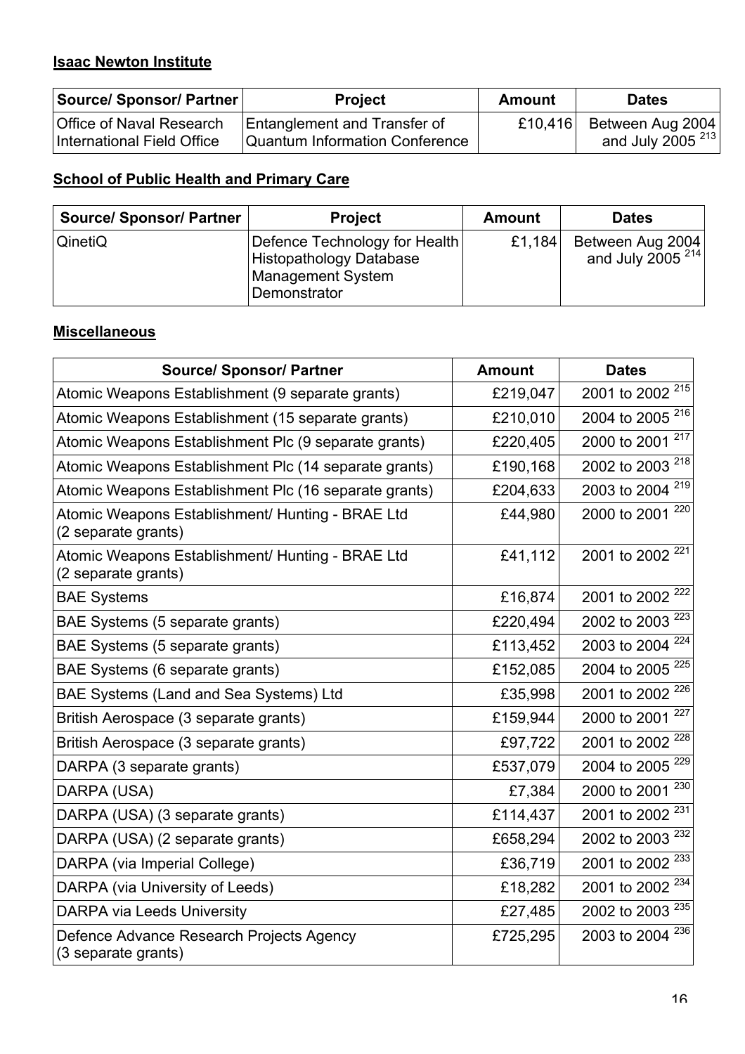**Isaac Newton Institute**

| Source/ Sponsor/ Partner | Project | Amount | Dates |
|---|---|---|---|
| Office of Naval Research International Field Office | Entanglement and Transfer of Quantum Information Conference | £10,416 | Between Aug 2004 and July 2005 [213] |

**School of Public Health and Primary Care**

| Source/ Sponsor/ Partner | Project | Amount | Dates |
|---|---|---|---|
| QinetiQ | Defence Technology for Health Histopathology Database Management System Demonstrator | £1,184 | Between Aug 2004 and July 2005 [214] |

**Miscellaneous**

| Source/ Sponsor/ Partner | Amount | Dates |
|---|---|---|
| Atomic Weapons Establishment (9 separate grants) | £219,047 | 2001 to 2002 [215] |
| Atomic Weapons Establishment (15 separate grants) | £210,010 | 2004 to 2005 [216] |
| Atomic Weapons Establishment Plc (9 separate grants) | £220,405 | 2000 to 2001 [217] |
| Atomic Weapons Establishment Plc (14 separate grants) | £190,168 | 2002 to 2003 [218] |
| Atomic Weapons Establishment Plc (16 separate grants) | £204,633 | 2003 to 2004 [219] |
| Atomic Weapons Establishment/ Hunting - BRAE Ltd (2 separate grants) | £44,980 | 2000 to 2001 [220] |
| Atomic Weapons Establishment/ Hunting - BRAE Ltd (2 separate grants) | £41,112 | 2001 to 2002 [221] |
| BAE Systems | £16,874 | 2001 to 2002 [222] |
| BAE Systems (5 separate grants) | £220,494 | 2002 to 2003 [223] |
| BAE Systems (5 separate grants) | £113,452 | 2003 to 2004 [224] |
| BAE Systems (6 separate grants) | £152,085 | 2004 to 2005 [225] |
| BAE Systems (Land and Sea Systems) Ltd | £35,998 | 2001 to 2002 [226] |
| British Aerospace (3 separate grants) | £159,944 | 2000 to 2001 [227] |
| British Aerospace (3 separate grants) | £97,722 | 2001 to 2002 [228] |
| DARPA (3 separate grants) | £537,079 | 2004 to 2005 [229] |
| DARPA (USA) | £7,384 | 2000 to 2001 [230] |
| DARPA (USA) (3 separate grants) | £114,437 | 2001 to 2002 [231] |
| DARPA (USA) (2 separate grants) | £658,294 | 2002 to 2003 [232] |
| DARPA (via Imperial College) | £36,719 | 2001 to 2002 [233] |
| DARPA (via University of Leeds) | £18,282 | 2001 to 2002 [234] |
| DARPA via Leeds University | £27,485 | 2002 to 2003 [235] |
| Defence Advance Research Projects Agency (3 separate grants) | £725,295 | 2003 to 2004 [236] |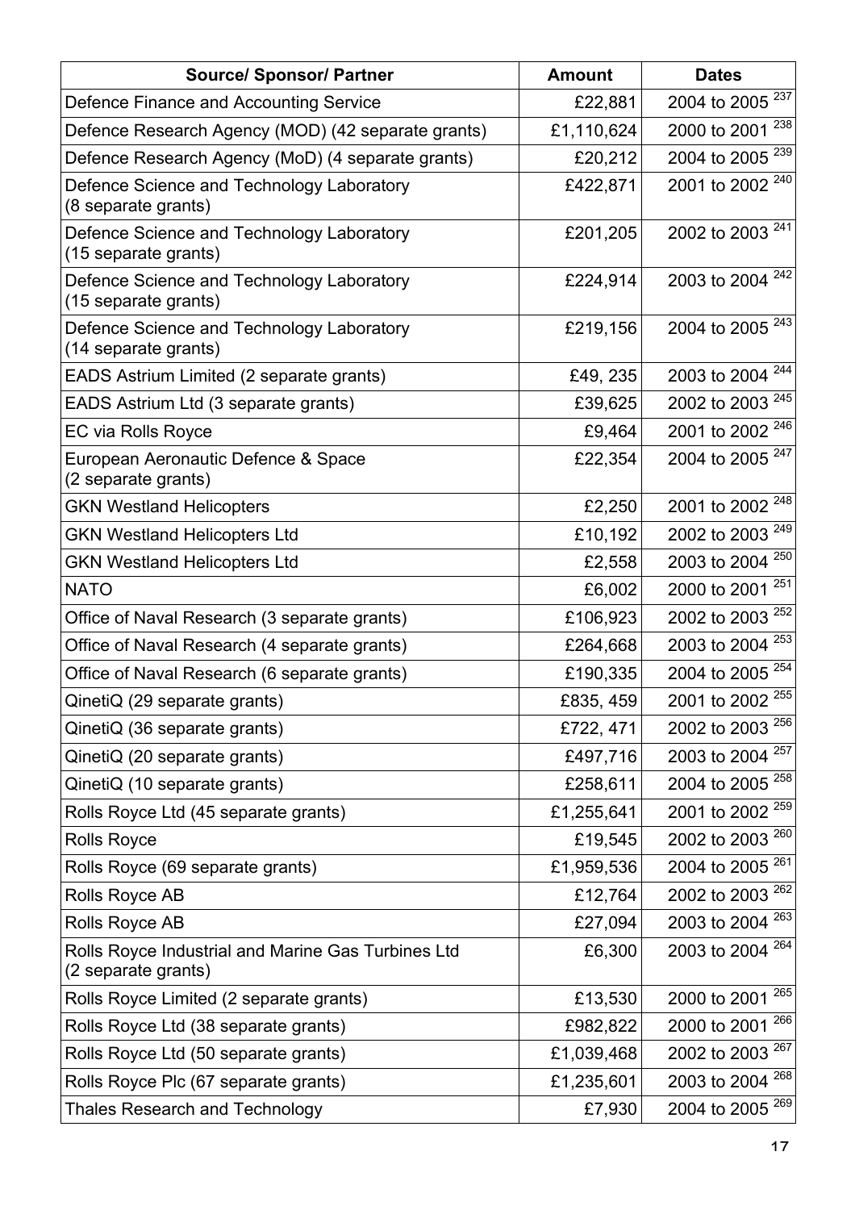| Source/ Sponsor/ Partner | Amount | Dates |
|---|---|---|
| Defence Finance and Accounting Service | £22,881 | 2004 to 2005 [237] |
| Defence Research Agency (MOD) (42 separate grants) | £1,110,624 | 2000 to 2001 [238] |
| Defence Research Agency (MoD) (4 separate grants) | £20,212 | 2004 to 2005 [239] |
| Defence Science and Technology Laboratory (8 separate grants) | £422,871 | 2001 to 2002 [240] |
| Defence Science and Technology Laboratory (15 separate grants) | £201,205 | 2002 to 2003 [241] |
| Defence Science and Technology Laboratory (15 separate grants) | £224,914 | 2003 to 2004 [242] |
| Defence Science and Technology Laboratory (14 separate grants) | £219,156 | 2004 to 2005 [243] |
| EADS Astrium Limited (2 separate grants) | £49, 235 | 2003 to 2004 [244] |
| EADS Astrium Ltd (3 separate grants) | £39,625 | 2002 to 2003 [245] |
| EC via Rolls Royce | £9,464 | 2001 to 2002 [246] |
| European Aeronautic Defence & Space (2 separate grants) | £22,354 | 2004 to 2005 [247] |
| GKN Westland Helicopters | £2,250 | 2001 to 2002 [248] |
| GKN Westland Helicopters Ltd | £10,192 | 2002 to 2003 [249] |
| GKN Westland Helicopters Ltd | £2,558 | 2003 to 2004 [250] |
| NATO | £6,002 | 2000 to 2001 [251] |
| Office of Naval Research (3 separate grants) | £106,923 | 2002 to 2003 [252] |
| Office of Naval Research (4 separate grants) | £264,668 | 2003 to 2004 [253] |
| Office of Naval Research (6 separate grants) | £190,335 | 2004 to 2005 [254] |
| QinetiQ (29 separate grants) | £835, 459 | 2001 to 2002 [255] |
| QinetiQ (36 separate grants) | £722, 471 | 2002 to 2003 [256] |
| QinetiQ (20 separate grants) | £497,716 | 2003 to 2004 [257] |
| QinetiQ (10 separate grants) | £258,611 | 2004 to 2005 [258] |
| Rolls Royce Ltd (45 separate grants) | £1,255,641 | 2001 to 2002 [259] |
| Rolls Royce | £19,545 | 2002 to 2003 [260] |
| Rolls Royce (69 separate grants) | £1,959,536 | 2004 to 2005 [261] |
| Rolls Royce AB | £12,764 | 2002 to 2003 [262] |
| Rolls Royce AB | £27,094 | 2003 to 2004 [263] |
| Rolls Royce Industrial and Marine Gas Turbines Ltd (2 separate grants) | £6,300 | 2003 to 2004 [264] |
| Rolls Royce Limited (2 separate grants) | £13,530 | 2000 to 2001 [265] |
| Rolls Royce Ltd (38 separate grants) | £982,822 | 2000 to 2001 [266] |
| Rolls Royce Ltd (50 separate grants) | £1,039,468 | 2002 to 2003 [267] |
| Rolls Royce Plc (67 separate grants) | £1,235,601 | 2003 to 2004 [268] |
| Thales Research and Technology | £7,930 | 2004 to 2005 [269] |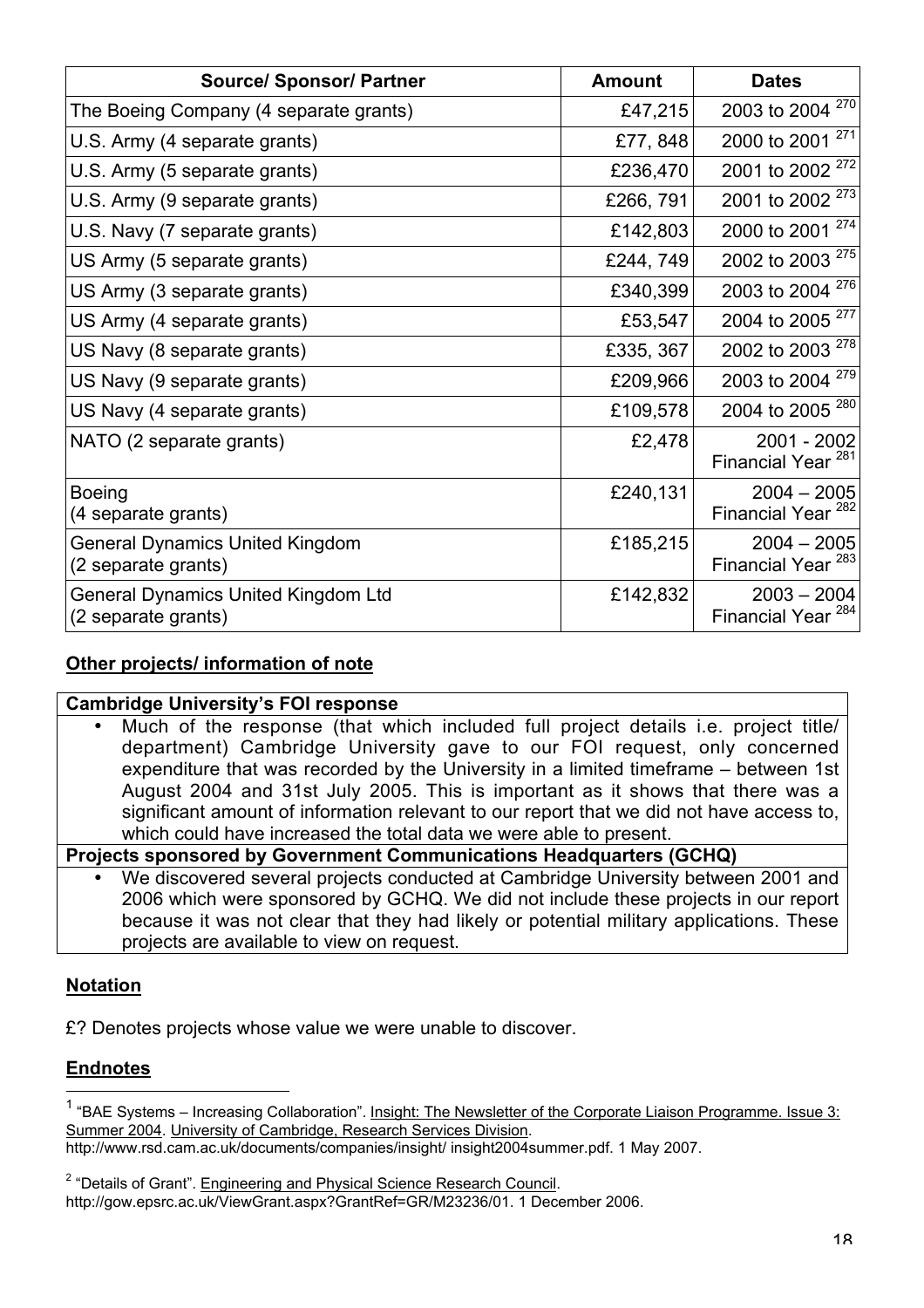| Source/ Sponsor/ Partner | Amount | Dates |
|---|---|---|
| The Boeing Company (4 separate grants) | £47,215 | 2003 to 2004 [270] |
| U.S. Army (4 separate grants) | £77, 848 | 2000 to 2001 [271] |
| U.S. Army (5 separate grants) | £236,470 | 2001 to 2002 [272] |
| U.S. Army (9 separate grants) | £266, 791 | 2001 to 2002 [273] |
| U.S. Navy (7 separate grants) | £142,803 | 2000 to 2001 [274] |
| US Army (5 separate grants) | £244, 749 | 2002 to 2003 [275] |
| US Army (3 separate grants) | £340,399 | 2003 to 2004 [276] |
| US Army (4 separate grants) | £53,547 | 2004 to 2005 [277] |
| US Navy (8 separate grants) | £335, 367 | 2002 to 2003 [278] |
| US Navy (9 separate grants) | £209,966 | 2003 to 2004 [279] |
| US Navy (4 separate grants) | £109,578 | 2004 to 2005 [280] |
| NATO (2 separate grants) | £2,478 | 2001 - 2002 Financial Year [281] |
| Boeing (4 separate grants) | £240,131 | 2004 – 2005 Financial Year [282] |
| General Dynamics United Kingdom (2 separate grants) | £185,215 | 2004 – 2005 Financial Year [283] |
| General Dynamics United Kingdom Ltd (2 separate grants) | £142,832 | 2003 – 2004 Financial Year [284] |

## Other projects/ information of note

**Cambridge University's FOI response**

- Much of the response (that which included full project details i.e. project title/ department) Cambridge University gave to our FOI request, only concerned expenditure that was recorded by the University in a limited timeframe – between 1st August 2004 and 31st July 2005. This is important as it shows that there was a significant amount of information relevant to our report that we did not have access to, which could have increased the total data we were able to present.

**Projects sponsored by Government Communications Headquarters (GCHQ)**

- We discovered several projects conducted at Cambridge University between 2001 and 2006 which were sponsored by GCHQ. We did not include these projects in our report because it was not clear that they had likely or potential military applications. These projects are available to view on request.

## Notation

£? Denotes projects whose value we were unable to discover.

## Endnotes

[1] "BAE Systems – Increasing Collaboration". Insight: The Newsletter of the Corporate Liaison Programme. Issue 3: Summer 2004. University of Cambridge, Research Services Division. http://www.rsd.cam.ac.uk/documents/companies/insight/ insight2004summer.pdf. 1 May 2007.

[2] "Details of Grant". Engineering and Physical Science Research Council. http://gow.epsrc.ac.uk/ViewGrant.aspx?GrantRef=GR/M23236/01. 1 December 2006.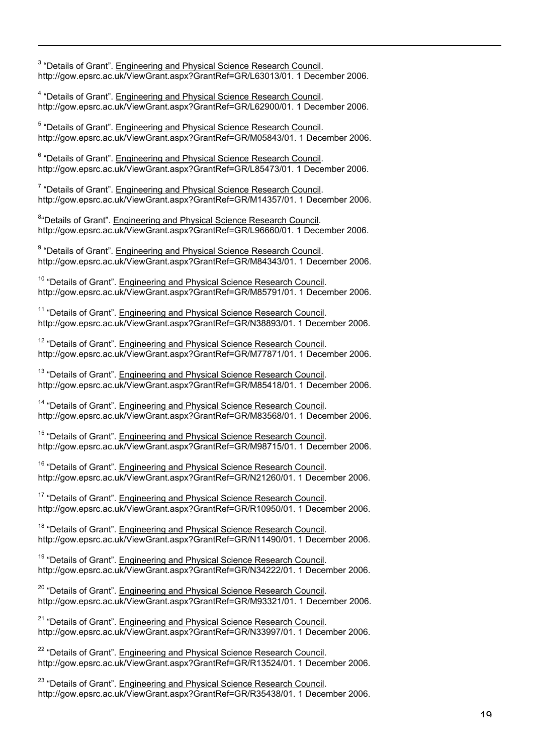[3] "Details of Grant". Engineering and Physical Science Research Council. http://gow.epsrc.ac.uk/ViewGrant.aspx?GrantRef=GR/L63013/01. 1 December 2006.

[4] "Details of Grant". Engineering and Physical Science Research Council. http://gow.epsrc.ac.uk/ViewGrant.aspx?GrantRef=GR/L62900/01. 1 December 2006.

[5] "Details of Grant". Engineering and Physical Science Research Council. http://gow.epsrc.ac.uk/ViewGrant.aspx?GrantRef=GR/M05843/01. 1 December 2006.

[6] "Details of Grant". Engineering and Physical Science Research Council. http://gow.epsrc.ac.uk/ViewGrant.aspx?GrantRef=GR/L85473/01. 1 December 2006.

[7] "Details of Grant". Engineering and Physical Science Research Council. http://gow.epsrc.ac.uk/ViewGrant.aspx?GrantRef=GR/M14357/01. 1 December 2006.

[8] "Details of Grant". Engineering and Physical Science Research Council. http://gow.epsrc.ac.uk/ViewGrant.aspx?GrantRef=GR/L96660/01. 1 December 2006.

[9] "Details of Grant". Engineering and Physical Science Research Council. http://gow.epsrc.ac.uk/ViewGrant.aspx?GrantRef=GR/M84343/01. 1 December 2006.

[10] "Details of Grant". Engineering and Physical Science Research Council. http://gow.epsrc.ac.uk/ViewGrant.aspx?GrantRef=GR/M85791/01. 1 December 2006.

[11] "Details of Grant". Engineering and Physical Science Research Council. http://gow.epsrc.ac.uk/ViewGrant.aspx?GrantRef=GR/N38893/01. 1 December 2006.

[12] "Details of Grant". Engineering and Physical Science Research Council. http://gow.epsrc.ac.uk/ViewGrant.aspx?GrantRef=GR/M77871/01. 1 December 2006.

[13] "Details of Grant". Engineering and Physical Science Research Council. http://gow.epsrc.ac.uk/ViewGrant.aspx?GrantRef=GR/M85418/01. 1 December 2006.

[14] "Details of Grant". Engineering and Physical Science Research Council. http://gow.epsrc.ac.uk/ViewGrant.aspx?GrantRef=GR/M83568/01. 1 December 2006.

[15] "Details of Grant". Engineering and Physical Science Research Council. http://gow.epsrc.ac.uk/ViewGrant.aspx?GrantRef=GR/M98715/01. 1 December 2006.

[16] "Details of Grant". Engineering and Physical Science Research Council. http://gow.epsrc.ac.uk/ViewGrant.aspx?GrantRef=GR/N21260/01. 1 December 2006.

[17] "Details of Grant". Engineering and Physical Science Research Council. http://gow.epsrc.ac.uk/ViewGrant.aspx?GrantRef=GR/R10950/01. 1 December 2006.

[18] "Details of Grant". Engineering and Physical Science Research Council. http://gow.epsrc.ac.uk/ViewGrant.aspx?GrantRef=GR/N11490/01. 1 December 2006.

[19] "Details of Grant". Engineering and Physical Science Research Council. http://gow.epsrc.ac.uk/ViewGrant.aspx?GrantRef=GR/N34222/01. 1 December 2006.

[20] "Details of Grant". Engineering and Physical Science Research Council. http://gow.epsrc.ac.uk/ViewGrant.aspx?GrantRef=GR/M93321/01. 1 December 2006.

[21] "Details of Grant". Engineering and Physical Science Research Council. http://gow.epsrc.ac.uk/ViewGrant.aspx?GrantRef=GR/N33997/01. 1 December 2006.

[22] "Details of Grant". Engineering and Physical Science Research Council. http://gow.epsrc.ac.uk/ViewGrant.aspx?GrantRef=GR/R13524/01. 1 December 2006.

[23] "Details of Grant". Engineering and Physical Science Research Council. http://gow.epsrc.ac.uk/ViewGrant.aspx?GrantRef=GR/R35438/01. 1 December 2006.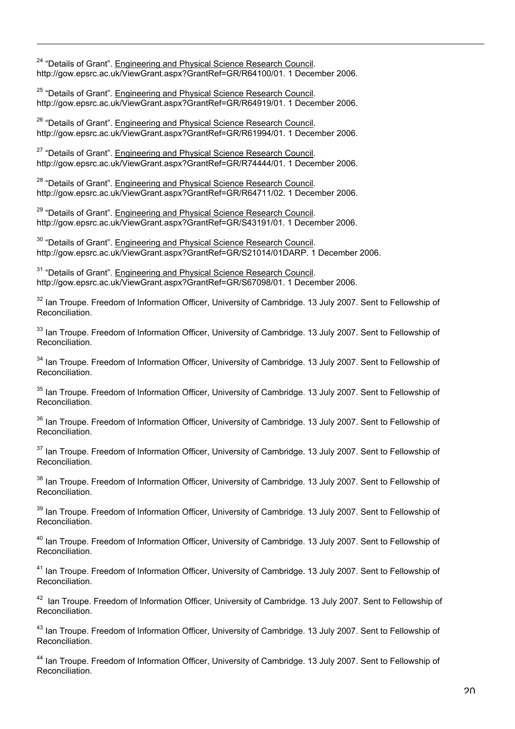[24] "Details of Grant". Engineering and Physical Science Research Council. http://gow.epsrc.ac.uk/ViewGrant.aspx?GrantRef=GR/R64100/01. 1 December 2006.

[25] "Details of Grant". Engineering and Physical Science Research Council. http://gow.epsrc.ac.uk/ViewGrant.aspx?GrantRef=GR/R64919/01. 1 December 2006.

[26] "Details of Grant". Engineering and Physical Science Research Council. http://gow.epsrc.ac.uk/ViewGrant.aspx?GrantRef=GR/R61994/01. 1 December 2006.

[27] "Details of Grant". Engineering and Physical Science Research Council. http://gow.epsrc.ac.uk/ViewGrant.aspx?GrantRef=GR/R74444/01. 1 December 2006.

[28] "Details of Grant". Engineering and Physical Science Research Council. http://gow.epsrc.ac.uk/ViewGrant.aspx?GrantRef=GR/R64711/02. 1 December 2006.

[29] "Details of Grant". Engineering and Physical Science Research Council. http://gow.epsrc.ac.uk/ViewGrant.aspx?GrantRef=GR/S43191/01. 1 December 2006.

[30] "Details of Grant". Engineering and Physical Science Research Council. http://gow.epsrc.ac.uk/ViewGrant.aspx?GrantRef=GR/S21014/01DARP. 1 December 2006.

[31] "Details of Grant". Engineering and Physical Science Research Council. http://gow.epsrc.ac.uk/ViewGrant.aspx?GrantRef=GR/S67098/01. 1 December 2006.

[32] Ian Troupe. Freedom of Information Officer, University of Cambridge. 13 July 2007. Sent to Fellowship of Reconciliation.

[33] Ian Troupe. Freedom of Information Officer, University of Cambridge. 13 July 2007. Sent to Fellowship of Reconciliation.

[34] Ian Troupe. Freedom of Information Officer, University of Cambridge. 13 July 2007. Sent to Fellowship of Reconciliation.

[35] Ian Troupe. Freedom of Information Officer, University of Cambridge. 13 July 2007. Sent to Fellowship of Reconciliation.

[36] Ian Troupe. Freedom of Information Officer, University of Cambridge. 13 July 2007. Sent to Fellowship of Reconciliation.

[37] Ian Troupe. Freedom of Information Officer, University of Cambridge. 13 July 2007. Sent to Fellowship of Reconciliation.

[38] Ian Troupe. Freedom of Information Officer, University of Cambridge. 13 July 2007. Sent to Fellowship of Reconciliation.

[39] Ian Troupe. Freedom of Information Officer, University of Cambridge. 13 July 2007. Sent to Fellowship of Reconciliation.

[40] Ian Troupe. Freedom of Information Officer, University of Cambridge. 13 July 2007. Sent to Fellowship of Reconciliation.

[41] Ian Troupe. Freedom of Information Officer, University of Cambridge. 13 July 2007. Sent to Fellowship of Reconciliation.

[42] Ian Troupe. Freedom of Information Officer, University of Cambridge. 13 July 2007. Sent to Fellowship of Reconciliation.

[43] Ian Troupe. Freedom of Information Officer, University of Cambridge. 13 July 2007. Sent to Fellowship of Reconciliation.

[44] Ian Troupe. Freedom of Information Officer, University of Cambridge. 13 July 2007. Sent to Fellowship of Reconciliation.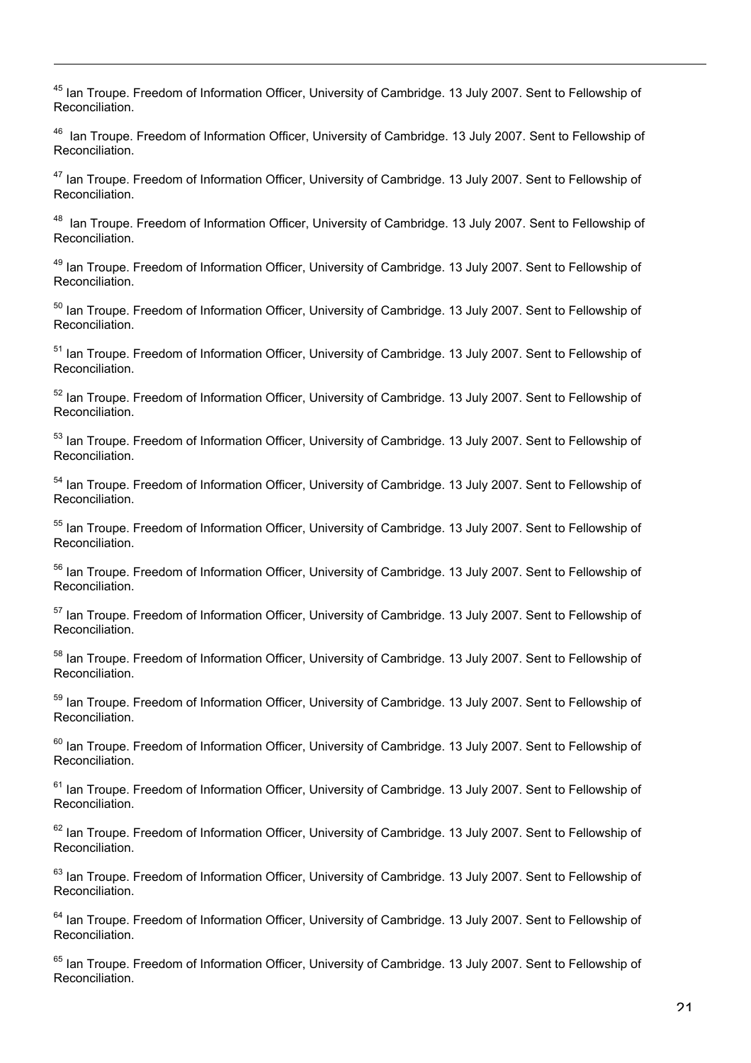[45] Ian Troupe. Freedom of Information Officer, University of Cambridge. 13 July 2007. Sent to Fellowship of Reconciliation.

[46] Ian Troupe. Freedom of Information Officer, University of Cambridge. 13 July 2007. Sent to Fellowship of Reconciliation.

[47] Ian Troupe. Freedom of Information Officer, University of Cambridge. 13 July 2007. Sent to Fellowship of Reconciliation.

[48] Ian Troupe. Freedom of Information Officer, University of Cambridge. 13 July 2007. Sent to Fellowship of Reconciliation.

[49] Ian Troupe. Freedom of Information Officer, University of Cambridge. 13 July 2007. Sent to Fellowship of Reconciliation.

[50] Ian Troupe. Freedom of Information Officer, University of Cambridge. 13 July 2007. Sent to Fellowship of Reconciliation.

[51] Ian Troupe. Freedom of Information Officer, University of Cambridge. 13 July 2007. Sent to Fellowship of Reconciliation.

[52] Ian Troupe. Freedom of Information Officer, University of Cambridge. 13 July 2007. Sent to Fellowship of Reconciliation.

[53] Ian Troupe. Freedom of Information Officer, University of Cambridge. 13 July 2007. Sent to Fellowship of Reconciliation.

[54] Ian Troupe. Freedom of Information Officer, University of Cambridge. 13 July 2007. Sent to Fellowship of Reconciliation.

[55] Ian Troupe. Freedom of Information Officer, University of Cambridge. 13 July 2007. Sent to Fellowship of Reconciliation.

[56] Ian Troupe. Freedom of Information Officer, University of Cambridge. 13 July 2007. Sent to Fellowship of Reconciliation.

[57] Ian Troupe. Freedom of Information Officer, University of Cambridge. 13 July 2007. Sent to Fellowship of Reconciliation.

[58] Ian Troupe. Freedom of Information Officer, University of Cambridge. 13 July 2007. Sent to Fellowship of Reconciliation.

[59] Ian Troupe. Freedom of Information Officer, University of Cambridge. 13 July 2007. Sent to Fellowship of Reconciliation.

[60] Ian Troupe. Freedom of Information Officer, University of Cambridge. 13 July 2007. Sent to Fellowship of Reconciliation.

[61] Ian Troupe. Freedom of Information Officer, University of Cambridge. 13 July 2007. Sent to Fellowship of Reconciliation.

[62] Ian Troupe. Freedom of Information Officer, University of Cambridge. 13 July 2007. Sent to Fellowship of Reconciliation.

[63] Ian Troupe. Freedom of Information Officer, University of Cambridge. 13 July 2007. Sent to Fellowship of Reconciliation.

[64] Ian Troupe. Freedom of Information Officer, University of Cambridge. 13 July 2007. Sent to Fellowship of Reconciliation.

[65] Ian Troupe. Freedom of Information Officer, University of Cambridge. 13 July 2007. Sent to Fellowship of Reconciliation.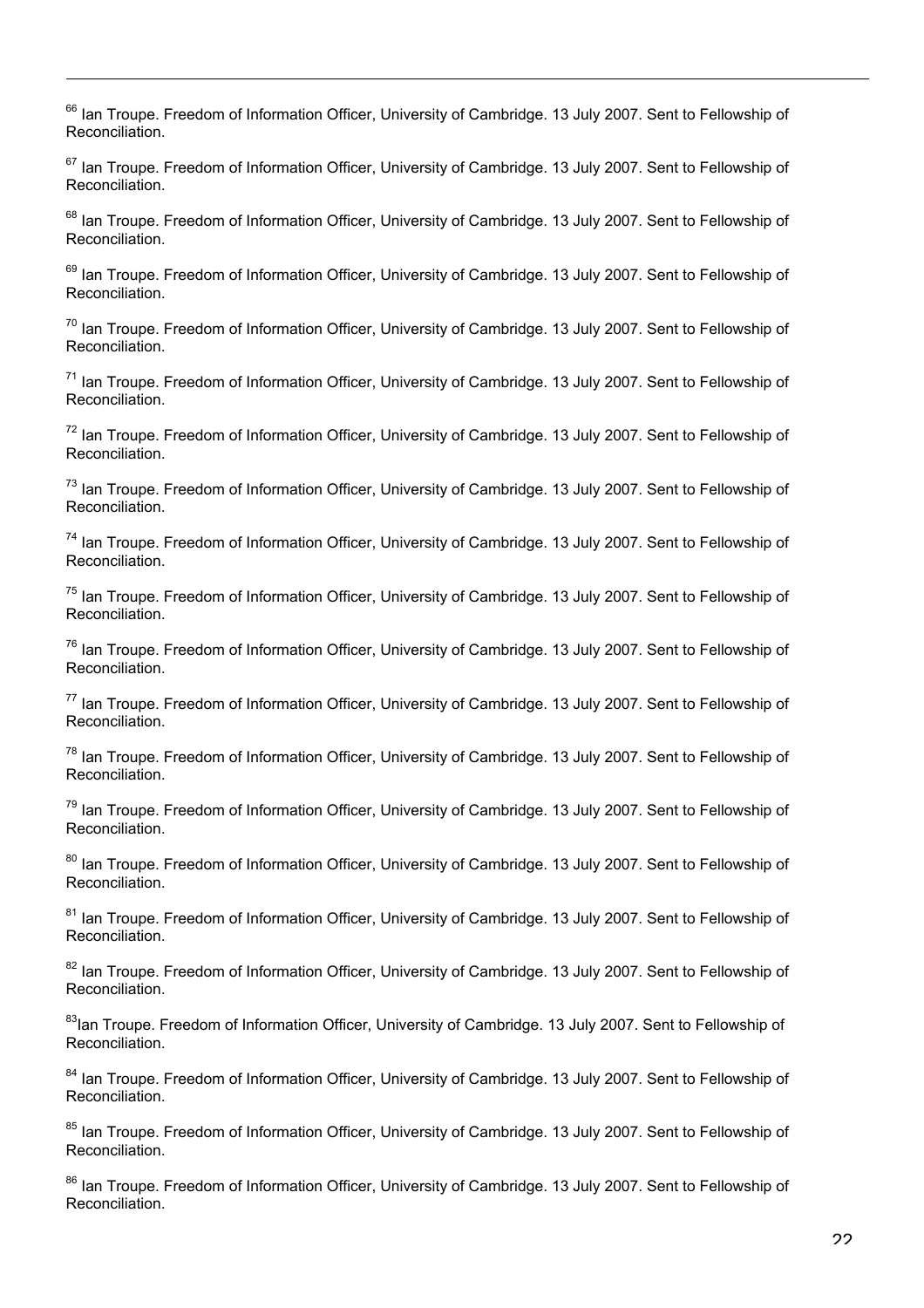[66] Ian Troupe. Freedom of Information Officer, University of Cambridge. 13 July 2007. Sent to Fellowship of Reconciliation.

[67] Ian Troupe. Freedom of Information Officer, University of Cambridge. 13 July 2007. Sent to Fellowship of Reconciliation.

[68] Ian Troupe. Freedom of Information Officer, University of Cambridge. 13 July 2007. Sent to Fellowship of Reconciliation.

[69] Ian Troupe. Freedom of Information Officer, University of Cambridge. 13 July 2007. Sent to Fellowship of Reconciliation.

[70] Ian Troupe. Freedom of Information Officer, University of Cambridge. 13 July 2007. Sent to Fellowship of Reconciliation.

[71] Ian Troupe. Freedom of Information Officer, University of Cambridge. 13 July 2007. Sent to Fellowship of Reconciliation.

[72] Ian Troupe. Freedom of Information Officer, University of Cambridge. 13 July 2007. Sent to Fellowship of Reconciliation.

[73] Ian Troupe. Freedom of Information Officer, University of Cambridge. 13 July 2007. Sent to Fellowship of Reconciliation.

[74] Ian Troupe. Freedom of Information Officer, University of Cambridge. 13 July 2007. Sent to Fellowship of Reconciliation.

[75] Ian Troupe. Freedom of Information Officer, University of Cambridge. 13 July 2007. Sent to Fellowship of Reconciliation.

[76] Ian Troupe. Freedom of Information Officer, University of Cambridge. 13 July 2007. Sent to Fellowship of Reconciliation.

[77] Ian Troupe. Freedom of Information Officer, University of Cambridge. 13 July 2007. Sent to Fellowship of Reconciliation.

[78] Ian Troupe. Freedom of Information Officer, University of Cambridge. 13 July 2007. Sent to Fellowship of Reconciliation.

[79] Ian Troupe. Freedom of Information Officer, University of Cambridge. 13 July 2007. Sent to Fellowship of Reconciliation.

[80] Ian Troupe. Freedom of Information Officer, University of Cambridge. 13 July 2007. Sent to Fellowship of Reconciliation.

[81] Ian Troupe. Freedom of Information Officer, University of Cambridge. 13 July 2007. Sent to Fellowship of Reconciliation.

[82] Ian Troupe. Freedom of Information Officer, University of Cambridge. 13 July 2007. Sent to Fellowship of Reconciliation.

[83] Ian Troupe. Freedom of Information Officer, University of Cambridge. 13 July 2007. Sent to Fellowship of Reconciliation.

[84] Ian Troupe. Freedom of Information Officer, University of Cambridge. 13 July 2007. Sent to Fellowship of Reconciliation.

[85] Ian Troupe. Freedom of Information Officer, University of Cambridge. 13 July 2007. Sent to Fellowship of Reconciliation.

[86] Ian Troupe. Freedom of Information Officer, University of Cambridge. 13 July 2007. Sent to Fellowship of Reconciliation.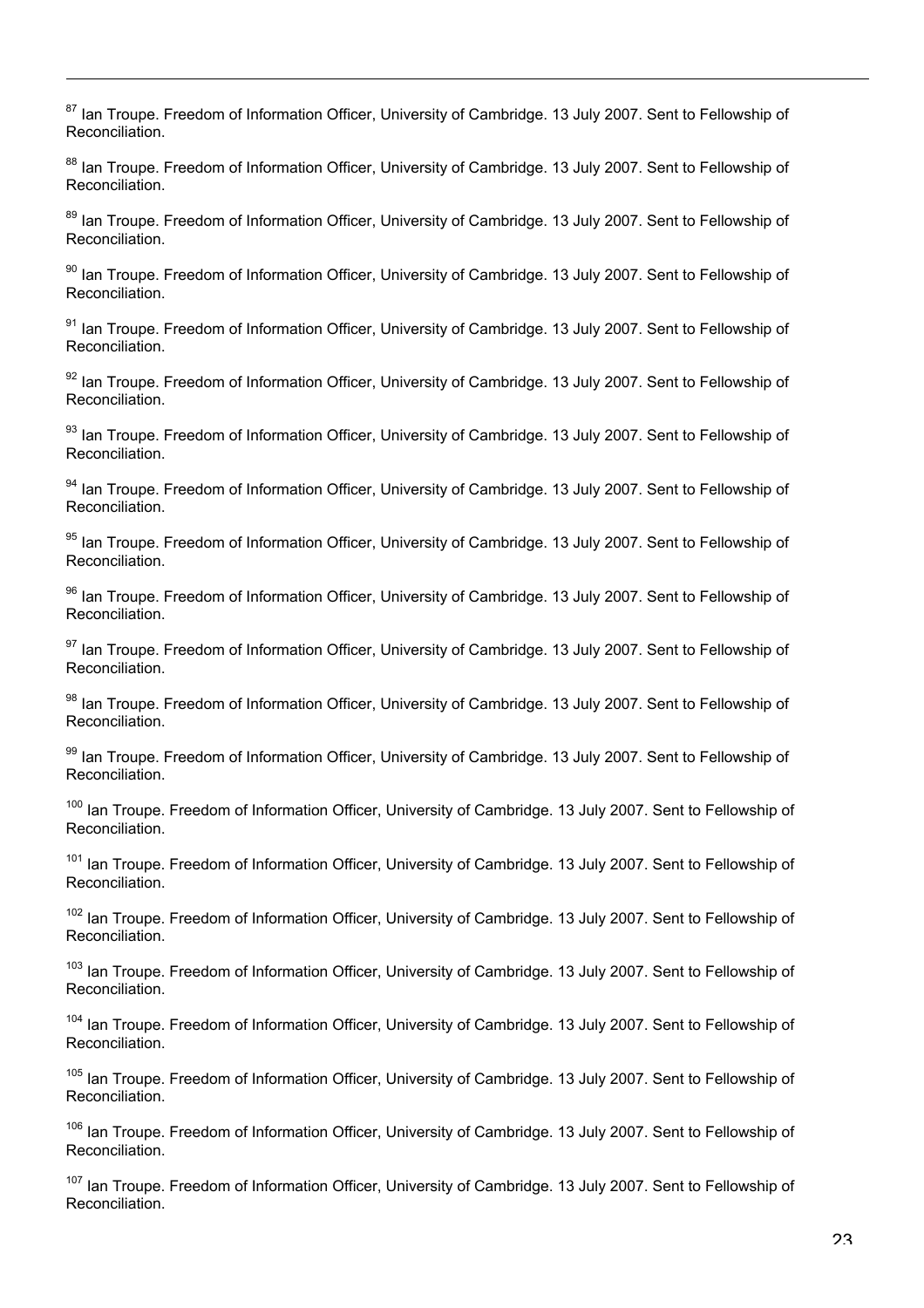[87] Ian Troupe. Freedom of Information Officer, University of Cambridge. 13 July 2007. Sent to Fellowship of Reconciliation.

[88] Ian Troupe. Freedom of Information Officer, University of Cambridge. 13 July 2007. Sent to Fellowship of Reconciliation.

[89] Ian Troupe. Freedom of Information Officer, University of Cambridge. 13 July 2007. Sent to Fellowship of Reconciliation.

[90] Ian Troupe. Freedom of Information Officer, University of Cambridge. 13 July 2007. Sent to Fellowship of Reconciliation.

[91] Ian Troupe. Freedom of Information Officer, University of Cambridge. 13 July 2007. Sent to Fellowship of Reconciliation.

[92] Ian Troupe. Freedom of Information Officer, University of Cambridge. 13 July 2007. Sent to Fellowship of Reconciliation.

[93] Ian Troupe. Freedom of Information Officer, University of Cambridge. 13 July 2007. Sent to Fellowship of Reconciliation.

[94] Ian Troupe. Freedom of Information Officer, University of Cambridge. 13 July 2007. Sent to Fellowship of Reconciliation.

[95] Ian Troupe. Freedom of Information Officer, University of Cambridge. 13 July 2007. Sent to Fellowship of Reconciliation.

[96] Ian Troupe. Freedom of Information Officer, University of Cambridge. 13 July 2007. Sent to Fellowship of Reconciliation.

[97] Ian Troupe. Freedom of Information Officer, University of Cambridge. 13 July 2007. Sent to Fellowship of Reconciliation.

[98] Ian Troupe. Freedom of Information Officer, University of Cambridge. 13 July 2007. Sent to Fellowship of Reconciliation.

[99] Ian Troupe. Freedom of Information Officer, University of Cambridge. 13 July 2007. Sent to Fellowship of Reconciliation.

[100] Ian Troupe. Freedom of Information Officer, University of Cambridge. 13 July 2007. Sent to Fellowship of Reconciliation.

[101] Ian Troupe. Freedom of Information Officer, University of Cambridge. 13 July 2007. Sent to Fellowship of Reconciliation.

[102] Ian Troupe. Freedom of Information Officer, University of Cambridge. 13 July 2007. Sent to Fellowship of Reconciliation.

[103] Ian Troupe. Freedom of Information Officer, University of Cambridge. 13 July 2007. Sent to Fellowship of Reconciliation.

[104] Ian Troupe. Freedom of Information Officer, University of Cambridge. 13 July 2007. Sent to Fellowship of Reconciliation.

[105] Ian Troupe. Freedom of Information Officer, University of Cambridge. 13 July 2007. Sent to Fellowship of Reconciliation.

[106] Ian Troupe. Freedom of Information Officer, University of Cambridge. 13 July 2007. Sent to Fellowship of Reconciliation.

[107] Ian Troupe. Freedom of Information Officer, University of Cambridge. 13 July 2007. Sent to Fellowship of Reconciliation.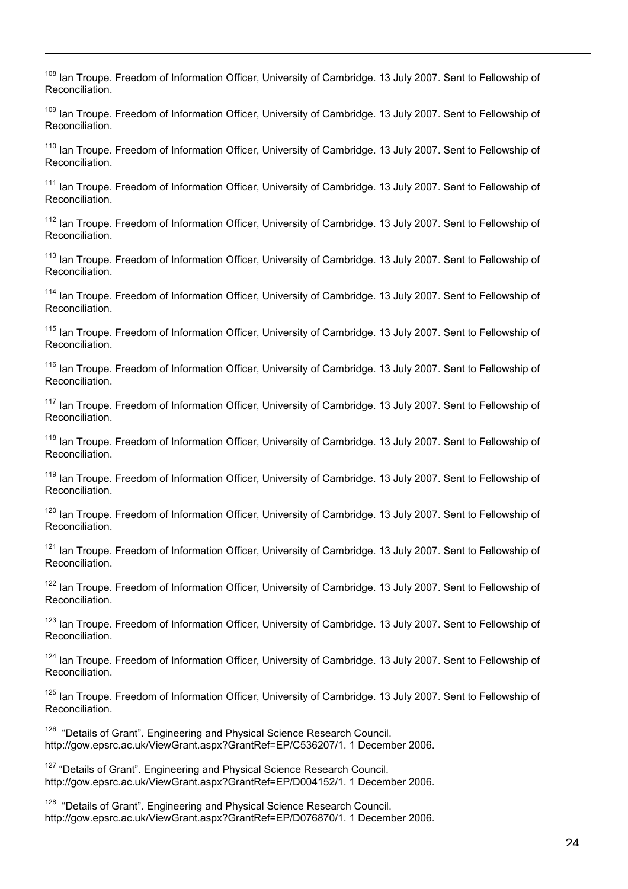[108] Ian Troupe. Freedom of Information Officer, University of Cambridge. 13 July 2007. Sent to Fellowship of Reconciliation.

[109] Ian Troupe. Freedom of Information Officer, University of Cambridge. 13 July 2007. Sent to Fellowship of Reconciliation.

[110] Ian Troupe. Freedom of Information Officer, University of Cambridge. 13 July 2007. Sent to Fellowship of Reconciliation.

[111] Ian Troupe. Freedom of Information Officer, University of Cambridge. 13 July 2007. Sent to Fellowship of Reconciliation.

[112] Ian Troupe. Freedom of Information Officer, University of Cambridge. 13 July 2007. Sent to Fellowship of Reconciliation.

[113] Ian Troupe. Freedom of Information Officer, University of Cambridge. 13 July 2007. Sent to Fellowship of Reconciliation.

[114] Ian Troupe. Freedom of Information Officer, University of Cambridge. 13 July 2007. Sent to Fellowship of Reconciliation.

[115] Ian Troupe. Freedom of Information Officer, University of Cambridge. 13 July 2007. Sent to Fellowship of Reconciliation.

[116] Ian Troupe. Freedom of Information Officer, University of Cambridge. 13 July 2007. Sent to Fellowship of Reconciliation.

[117] Ian Troupe. Freedom of Information Officer, University of Cambridge. 13 July 2007. Sent to Fellowship of Reconciliation.

[118] Ian Troupe. Freedom of Information Officer, University of Cambridge. 13 July 2007. Sent to Fellowship of Reconciliation.

[119] Ian Troupe. Freedom of Information Officer, University of Cambridge. 13 July 2007. Sent to Fellowship of Reconciliation.

[120] Ian Troupe. Freedom of Information Officer, University of Cambridge. 13 July 2007. Sent to Fellowship of Reconciliation.

[121] Ian Troupe. Freedom of Information Officer, University of Cambridge. 13 July 2007. Sent to Fellowship of Reconciliation.

[122] Ian Troupe. Freedom of Information Officer, University of Cambridge. 13 July 2007. Sent to Fellowship of Reconciliation.

[123] Ian Troupe. Freedom of Information Officer, University of Cambridge. 13 July 2007. Sent to Fellowship of Reconciliation.

[124] Ian Troupe. Freedom of Information Officer, University of Cambridge. 13 July 2007. Sent to Fellowship of Reconciliation.

[125] Ian Troupe. Freedom of Information Officer, University of Cambridge. 13 July 2007. Sent to Fellowship of Reconciliation.

[126] "Details of Grant". Engineering and Physical Science Research Council. http://gow.epsrc.ac.uk/ViewGrant.aspx?GrantRef=EP/C536207/1. 1 December 2006.

[127] "Details of Grant". Engineering and Physical Science Research Council. http://gow.epsrc.ac.uk/ViewGrant.aspx?GrantRef=EP/D004152/1. 1 December 2006.

[128] "Details of Grant". Engineering and Physical Science Research Council. http://gow.epsrc.ac.uk/ViewGrant.aspx?GrantRef=EP/D076870/1. 1 December 2006.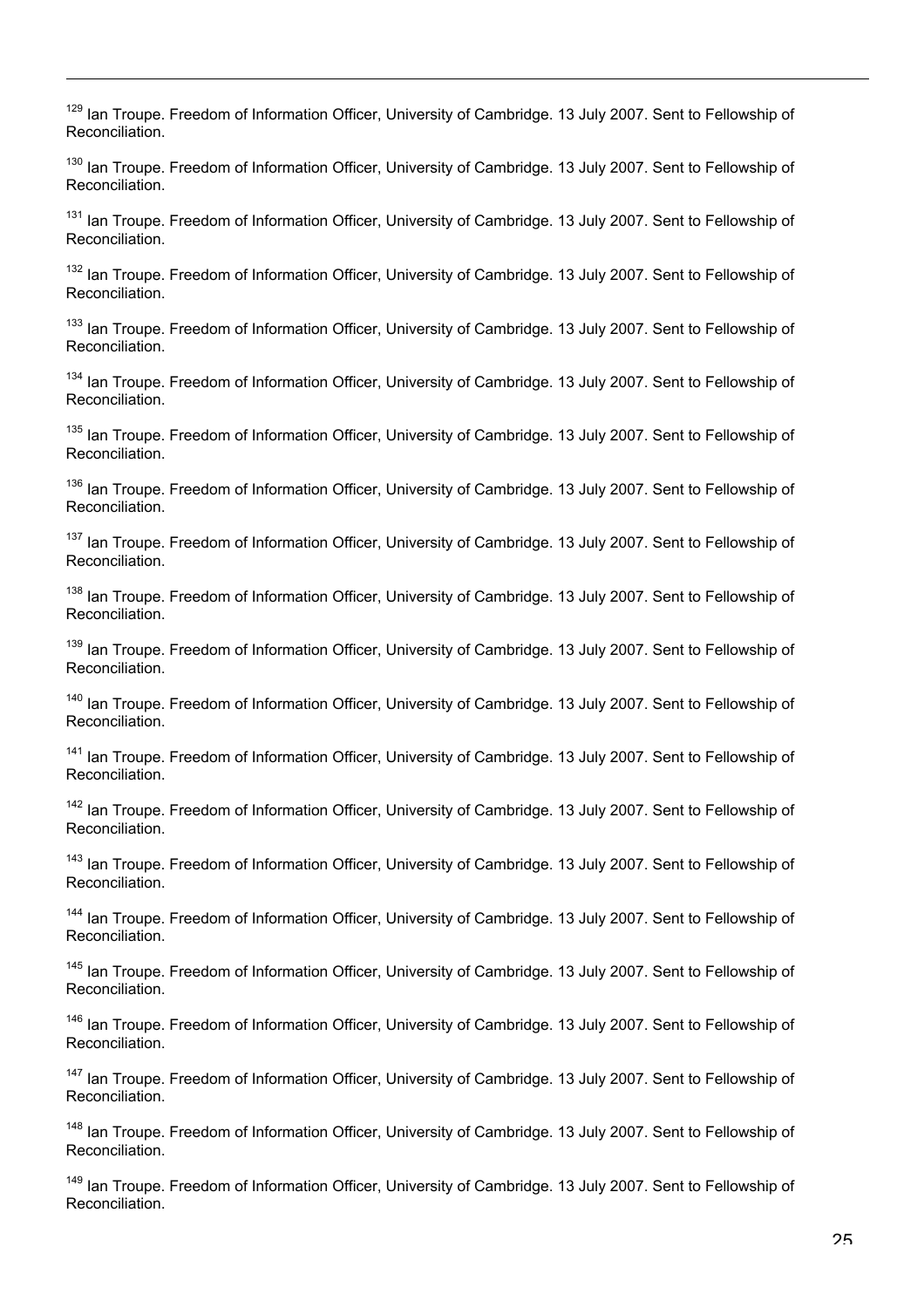[129] Ian Troupe. Freedom of Information Officer, University of Cambridge. 13 July 2007. Sent to Fellowship of Reconciliation.

[130] Ian Troupe. Freedom of Information Officer, University of Cambridge. 13 July 2007. Sent to Fellowship of Reconciliation.

[131] Ian Troupe. Freedom of Information Officer, University of Cambridge. 13 July 2007. Sent to Fellowship of Reconciliation.

[132] Ian Troupe. Freedom of Information Officer, University of Cambridge. 13 July 2007. Sent to Fellowship of Reconciliation.

[133] Ian Troupe. Freedom of Information Officer, University of Cambridge. 13 July 2007. Sent to Fellowship of Reconciliation.

[134] Ian Troupe. Freedom of Information Officer, University of Cambridge. 13 July 2007. Sent to Fellowship of Reconciliation.

[135] Ian Troupe. Freedom of Information Officer, University of Cambridge. 13 July 2007. Sent to Fellowship of Reconciliation.

[136] Ian Troupe. Freedom of Information Officer, University of Cambridge. 13 July 2007. Sent to Fellowship of Reconciliation.

[137] Ian Troupe. Freedom of Information Officer, University of Cambridge. 13 July 2007. Sent to Fellowship of Reconciliation.

[138] Ian Troupe. Freedom of Information Officer, University of Cambridge. 13 July 2007. Sent to Fellowship of Reconciliation.

[139] Ian Troupe. Freedom of Information Officer, University of Cambridge. 13 July 2007. Sent to Fellowship of Reconciliation.

[140] Ian Troupe. Freedom of Information Officer, University of Cambridge. 13 July 2007. Sent to Fellowship of Reconciliation.

[141] Ian Troupe. Freedom of Information Officer, University of Cambridge. 13 July 2007. Sent to Fellowship of Reconciliation.

[142] Ian Troupe. Freedom of Information Officer, University of Cambridge. 13 July 2007. Sent to Fellowship of Reconciliation.

[143] Ian Troupe. Freedom of Information Officer, University of Cambridge. 13 July 2007. Sent to Fellowship of Reconciliation.

[144] Ian Troupe. Freedom of Information Officer, University of Cambridge. 13 July 2007. Sent to Fellowship of Reconciliation.

[145] Ian Troupe. Freedom of Information Officer, University of Cambridge. 13 July 2007. Sent to Fellowship of Reconciliation.

[146] Ian Troupe. Freedom of Information Officer, University of Cambridge. 13 July 2007. Sent to Fellowship of Reconciliation.

[147] Ian Troupe. Freedom of Information Officer, University of Cambridge. 13 July 2007. Sent to Fellowship of Reconciliation.

[148] Ian Troupe. Freedom of Information Officer, University of Cambridge. 13 July 2007. Sent to Fellowship of Reconciliation.

[149] Ian Troupe. Freedom of Information Officer, University of Cambridge. 13 July 2007. Sent to Fellowship of Reconciliation.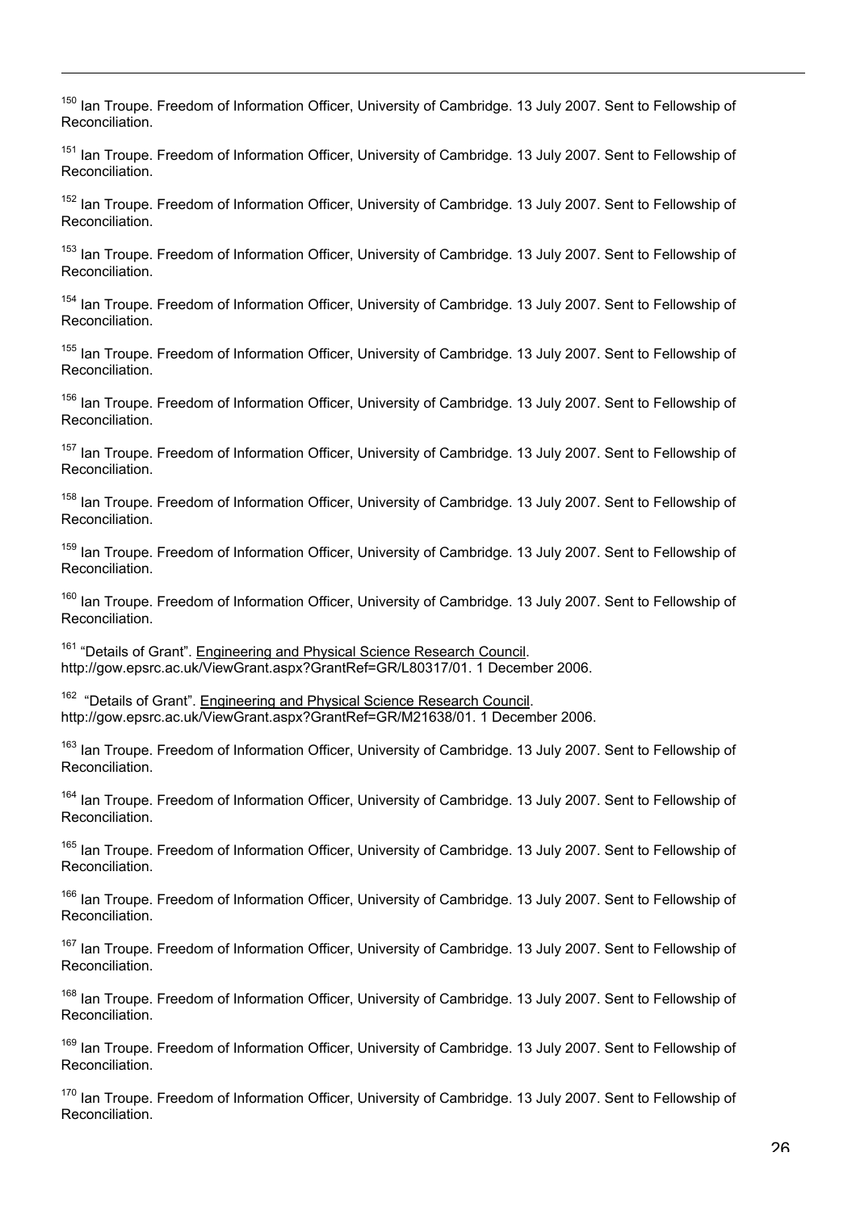[150] Ian Troupe. Freedom of Information Officer, University of Cambridge. 13 July 2007. Sent to Fellowship of Reconciliation.

[151] Ian Troupe. Freedom of Information Officer, University of Cambridge. 13 July 2007. Sent to Fellowship of Reconciliation.

[152] Ian Troupe. Freedom of Information Officer, University of Cambridge. 13 July 2007. Sent to Fellowship of Reconciliation.

[153] Ian Troupe. Freedom of Information Officer, University of Cambridge. 13 July 2007. Sent to Fellowship of Reconciliation.

[154] Ian Troupe. Freedom of Information Officer, University of Cambridge. 13 July 2007. Sent to Fellowship of Reconciliation.

[155] Ian Troupe. Freedom of Information Officer, University of Cambridge. 13 July 2007. Sent to Fellowship of Reconciliation.

[156] Ian Troupe. Freedom of Information Officer, University of Cambridge. 13 July 2007. Sent to Fellowship of Reconciliation.

[157] Ian Troupe. Freedom of Information Officer, University of Cambridge. 13 July 2007. Sent to Fellowship of Reconciliation.

[158] Ian Troupe. Freedom of Information Officer, University of Cambridge. 13 July 2007. Sent to Fellowship of Reconciliation.

[159] Ian Troupe. Freedom of Information Officer, University of Cambridge. 13 July 2007. Sent to Fellowship of Reconciliation.

[160] Ian Troupe. Freedom of Information Officer, University of Cambridge. 13 July 2007. Sent to Fellowship of Reconciliation.

[161] "Details of Grant". Engineering and Physical Science Research Council. http://gow.epsrc.ac.uk/ViewGrant.aspx?GrantRef=GR/L80317/01. 1 December 2006.

[162] "Details of Grant". Engineering and Physical Science Research Council. http://gow.epsrc.ac.uk/ViewGrant.aspx?GrantRef=GR/M21638/01. 1 December 2006.

[163] Ian Troupe. Freedom of Information Officer, University of Cambridge. 13 July 2007. Sent to Fellowship of Reconciliation.

[164] Ian Troupe. Freedom of Information Officer, University of Cambridge. 13 July 2007. Sent to Fellowship of Reconciliation.

[165] Ian Troupe. Freedom of Information Officer, University of Cambridge. 13 July 2007. Sent to Fellowship of Reconciliation.

[166] Ian Troupe. Freedom of Information Officer, University of Cambridge. 13 July 2007. Sent to Fellowship of Reconciliation.

[167] Ian Troupe. Freedom of Information Officer, University of Cambridge. 13 July 2007. Sent to Fellowship of Reconciliation.

[168] Ian Troupe. Freedom of Information Officer, University of Cambridge. 13 July 2007. Sent to Fellowship of Reconciliation.

[169] Ian Troupe. Freedom of Information Officer, University of Cambridge. 13 July 2007. Sent to Fellowship of Reconciliation.

[170] Ian Troupe. Freedom of Information Officer, University of Cambridge. 13 July 2007. Sent to Fellowship of Reconciliation.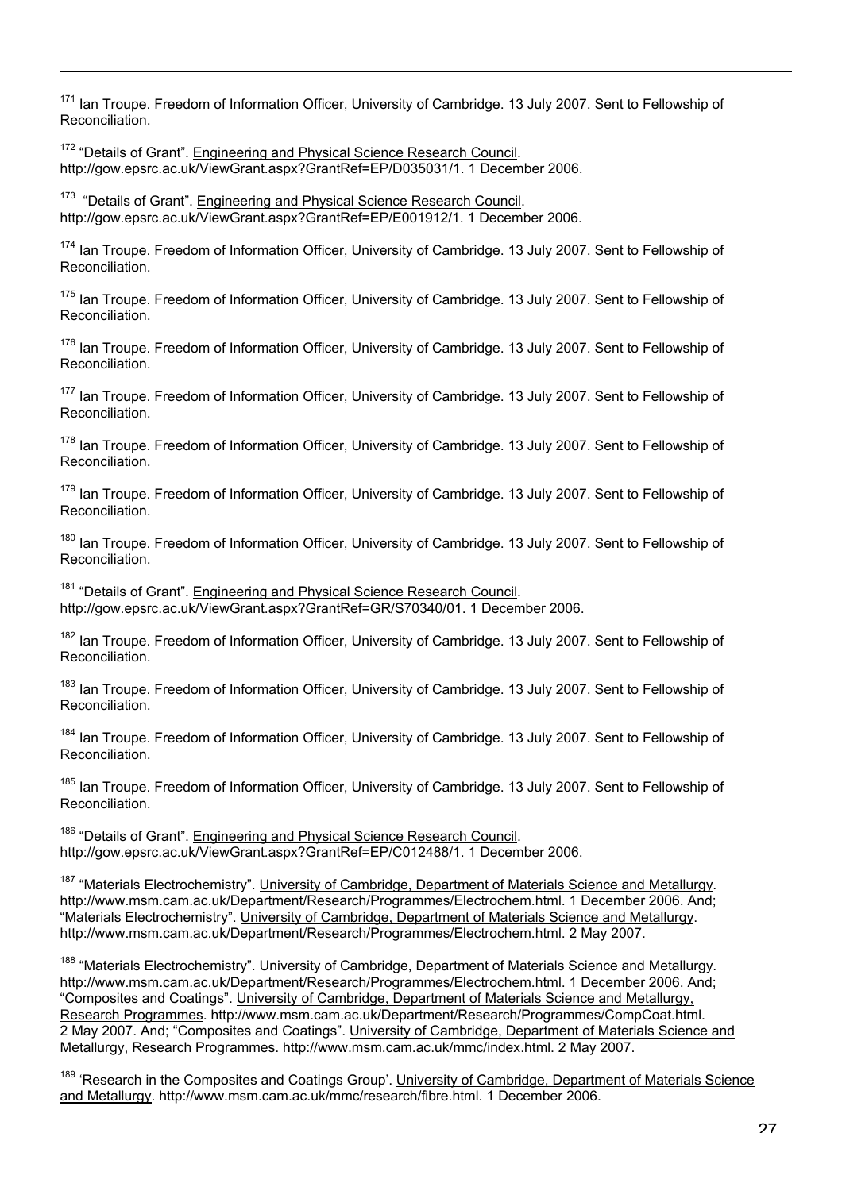[171] Ian Troupe. Freedom of Information Officer, University of Cambridge. 13 July 2007. Sent to Fellowship of Reconciliation.

[172] "Details of Grant". Engineering and Physical Science Research Council. http://gow.epsrc.ac.uk/ViewGrant.aspx?GrantRef=EP/D035031/1. 1 December 2006.

[173] "Details of Grant". Engineering and Physical Science Research Council. http://gow.epsrc.ac.uk/ViewGrant.aspx?GrantRef=EP/E001912/1. 1 December 2006.

[174] Ian Troupe. Freedom of Information Officer, University of Cambridge. 13 July 2007. Sent to Fellowship of Reconciliation.

[175] Ian Troupe. Freedom of Information Officer, University of Cambridge. 13 July 2007. Sent to Fellowship of Reconciliation.

[176] Ian Troupe. Freedom of Information Officer, University of Cambridge. 13 July 2007. Sent to Fellowship of Reconciliation.

[177] Ian Troupe. Freedom of Information Officer, University of Cambridge. 13 July 2007. Sent to Fellowship of Reconciliation.

[178] Ian Troupe. Freedom of Information Officer, University of Cambridge. 13 July 2007. Sent to Fellowship of Reconciliation.

[179] Ian Troupe. Freedom of Information Officer, University of Cambridge. 13 July 2007. Sent to Fellowship of Reconciliation.

[180] Ian Troupe. Freedom of Information Officer, University of Cambridge. 13 July 2007. Sent to Fellowship of Reconciliation.

[181] "Details of Grant". Engineering and Physical Science Research Council. http://gow.epsrc.ac.uk/ViewGrant.aspx?GrantRef=GR/S70340/01. 1 December 2006.

[182] Ian Troupe. Freedom of Information Officer, University of Cambridge. 13 July 2007. Sent to Fellowship of Reconciliation.

[183] Ian Troupe. Freedom of Information Officer, University of Cambridge. 13 July 2007. Sent to Fellowship of Reconciliation.

[184] Ian Troupe. Freedom of Information Officer, University of Cambridge. 13 July 2007. Sent to Fellowship of Reconciliation.

[185] Ian Troupe. Freedom of Information Officer, University of Cambridge. 13 July 2007. Sent to Fellowship of Reconciliation.

[186] "Details of Grant". Engineering and Physical Science Research Council. http://gow.epsrc.ac.uk/ViewGrant.aspx?GrantRef=EP/C012488/1. 1 December 2006.

[187] "Materials Electrochemistry". University of Cambridge, Department of Materials Science and Metallurgy. http://www.msm.cam.ac.uk/Department/Research/Programmes/Electrochem.html. 1 December 2006. And; "Materials Electrochemistry". University of Cambridge, Department of Materials Science and Metallurgy. http://www.msm.cam.ac.uk/Department/Research/Programmes/Electrochem.html. 2 May 2007.

[188] "Materials Electrochemistry". University of Cambridge, Department of Materials Science and Metallurgy. http://www.msm.cam.ac.uk/Department/Research/Programmes/Electrochem.html. 1 December 2006. And; "Composites and Coatings". University of Cambridge, Department of Materials Science and Metallurgy, Research Programmes. http://www.msm.cam.ac.uk/Department/Research/Programmes/CompCoat.html. 2 May 2007. And; "Composites and Coatings". University of Cambridge, Department of Materials Science and Metallurgy, Research Programmes. http://www.msm.cam.ac.uk/mmc/index.html. 2 May 2007.

[189] 'Research in the Composites and Coatings Group'. University of Cambridge, Department of Materials Science and Metallurgy. http://www.msm.cam.ac.uk/mmc/research/fibre.html. 1 December 2006.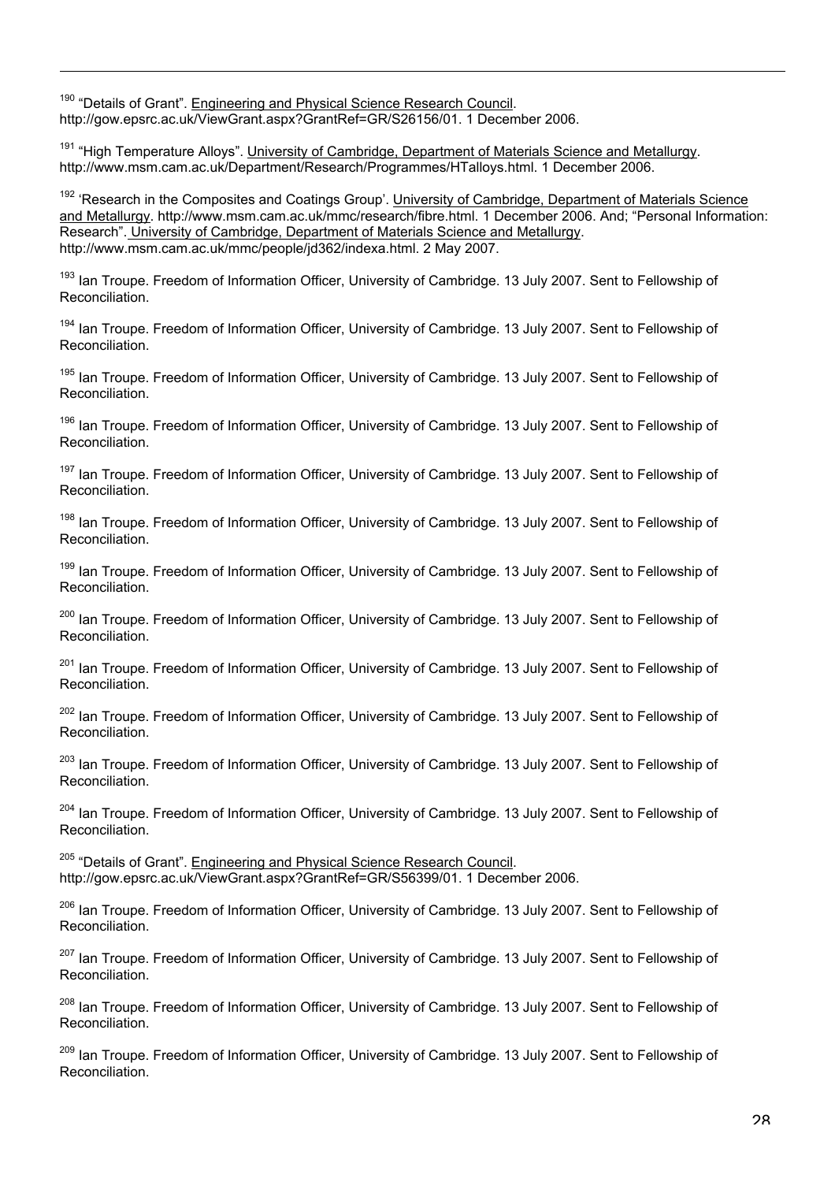[190] "Details of Grant". Engineering and Physical Science Research Council. http://gow.epsrc.ac.uk/ViewGrant.aspx?GrantRef=GR/S26156/01. 1 December 2006.

[191] "High Temperature Alloys". University of Cambridge, Department of Materials Science and Metallurgy. http://www.msm.cam.ac.uk/Department/Research/Programmes/HTalloys.html. 1 December 2006.

[192] 'Research in the Composites and Coatings Group'. University of Cambridge, Department of Materials Science and Metallurgy. http://www.msm.cam.ac.uk/mmc/research/fibre.html. 1 December 2006. And; "Personal Information: Research". University of Cambridge, Department of Materials Science and Metallurgy. http://www.msm.cam.ac.uk/mmc/people/jd362/indexa.html. 2 May 2007.

[193] Ian Troupe. Freedom of Information Officer, University of Cambridge. 13 July 2007. Sent to Fellowship of Reconciliation.

[194] Ian Troupe. Freedom of Information Officer, University of Cambridge. 13 July 2007. Sent to Fellowship of Reconciliation.

[195] Ian Troupe. Freedom of Information Officer, University of Cambridge. 13 July 2007. Sent to Fellowship of Reconciliation.

[196] Ian Troupe. Freedom of Information Officer, University of Cambridge. 13 July 2007. Sent to Fellowship of Reconciliation.

[197] Ian Troupe. Freedom of Information Officer, University of Cambridge. 13 July 2007. Sent to Fellowship of Reconciliation.

[198] Ian Troupe. Freedom of Information Officer, University of Cambridge. 13 July 2007. Sent to Fellowship of Reconciliation.

[199] Ian Troupe. Freedom of Information Officer, University of Cambridge. 13 July 2007. Sent to Fellowship of Reconciliation.

[200] Ian Troupe. Freedom of Information Officer, University of Cambridge. 13 July 2007. Sent to Fellowship of Reconciliation.

[201] Ian Troupe. Freedom of Information Officer, University of Cambridge. 13 July 2007. Sent to Fellowship of Reconciliation.

[202] Ian Troupe. Freedom of Information Officer, University of Cambridge. 13 July 2007. Sent to Fellowship of Reconciliation.

[203] Ian Troupe. Freedom of Information Officer, University of Cambridge. 13 July 2007. Sent to Fellowship of Reconciliation.

[204] Ian Troupe. Freedom of Information Officer, University of Cambridge. 13 July 2007. Sent to Fellowship of Reconciliation.

[205] "Details of Grant". Engineering and Physical Science Research Council. http://gow.epsrc.ac.uk/ViewGrant.aspx?GrantRef=GR/S56399/01. 1 December 2006.

[206] Ian Troupe. Freedom of Information Officer, University of Cambridge. 13 July 2007. Sent to Fellowship of Reconciliation.

[207] Ian Troupe. Freedom of Information Officer, University of Cambridge. 13 July 2007. Sent to Fellowship of Reconciliation.

[208] Ian Troupe. Freedom of Information Officer, University of Cambridge. 13 July 2007. Sent to Fellowship of Reconciliation.

[209] Ian Troupe. Freedom of Information Officer, University of Cambridge. 13 July 2007. Sent to Fellowship of Reconciliation.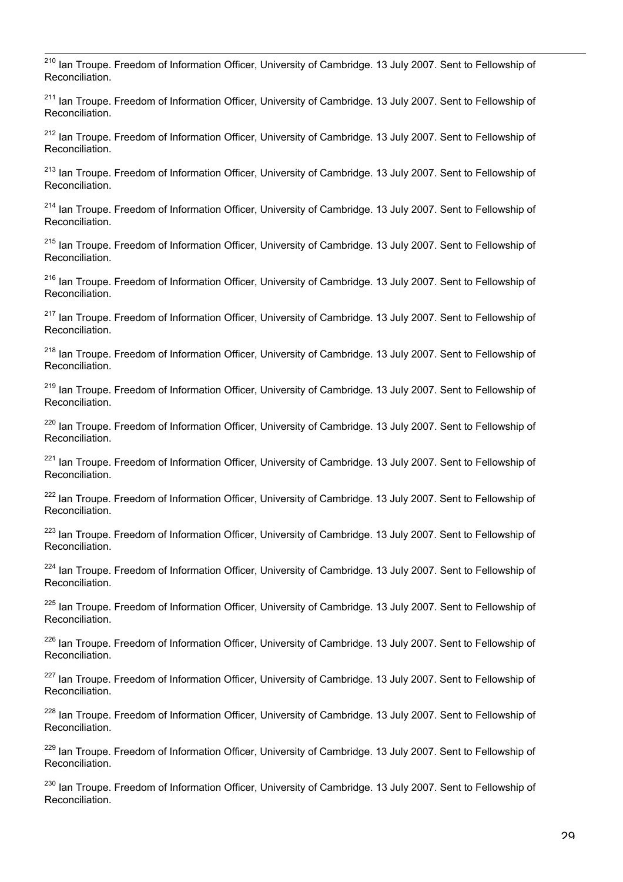[210] Ian Troupe. Freedom of Information Officer, University of Cambridge. 13 July 2007. Sent to Fellowship of Reconciliation.

[211] Ian Troupe. Freedom of Information Officer, University of Cambridge. 13 July 2007. Sent to Fellowship of Reconciliation.

[212] Ian Troupe. Freedom of Information Officer, University of Cambridge. 13 July 2007. Sent to Fellowship of Reconciliation.

[213] Ian Troupe. Freedom of Information Officer, University of Cambridge. 13 July 2007. Sent to Fellowship of Reconciliation.

[214] Ian Troupe. Freedom of Information Officer, University of Cambridge. 13 July 2007. Sent to Fellowship of Reconciliation.

[215] Ian Troupe. Freedom of Information Officer, University of Cambridge. 13 July 2007. Sent to Fellowship of Reconciliation.

[216] Ian Troupe. Freedom of Information Officer, University of Cambridge. 13 July 2007. Sent to Fellowship of Reconciliation.

[217] Ian Troupe. Freedom of Information Officer, University of Cambridge. 13 July 2007. Sent to Fellowship of Reconciliation.

[218] Ian Troupe. Freedom of Information Officer, University of Cambridge. 13 July 2007. Sent to Fellowship of Reconciliation.

[219] Ian Troupe. Freedom of Information Officer, University of Cambridge. 13 July 2007. Sent to Fellowship of Reconciliation.

[220] Ian Troupe. Freedom of Information Officer, University of Cambridge. 13 July 2007. Sent to Fellowship of Reconciliation.

[221] Ian Troupe. Freedom of Information Officer, University of Cambridge. 13 July 2007. Sent to Fellowship of Reconciliation.

[222] Ian Troupe. Freedom of Information Officer, University of Cambridge. 13 July 2007. Sent to Fellowship of Reconciliation.

[223] Ian Troupe. Freedom of Information Officer, University of Cambridge. 13 July 2007. Sent to Fellowship of Reconciliation.

[224] Ian Troupe. Freedom of Information Officer, University of Cambridge. 13 July 2007. Sent to Fellowship of Reconciliation.

[225] Ian Troupe. Freedom of Information Officer, University of Cambridge. 13 July 2007. Sent to Fellowship of Reconciliation.

[226] Ian Troupe. Freedom of Information Officer, University of Cambridge. 13 July 2007. Sent to Fellowship of Reconciliation.

[227] Ian Troupe. Freedom of Information Officer, University of Cambridge. 13 July 2007. Sent to Fellowship of Reconciliation.

[228] Ian Troupe. Freedom of Information Officer, University of Cambridge. 13 July 2007. Sent to Fellowship of Reconciliation.

[229] Ian Troupe. Freedom of Information Officer, University of Cambridge. 13 July 2007. Sent to Fellowship of Reconciliation.

[230] Ian Troupe. Freedom of Information Officer, University of Cambridge. 13 July 2007. Sent to Fellowship of Reconciliation.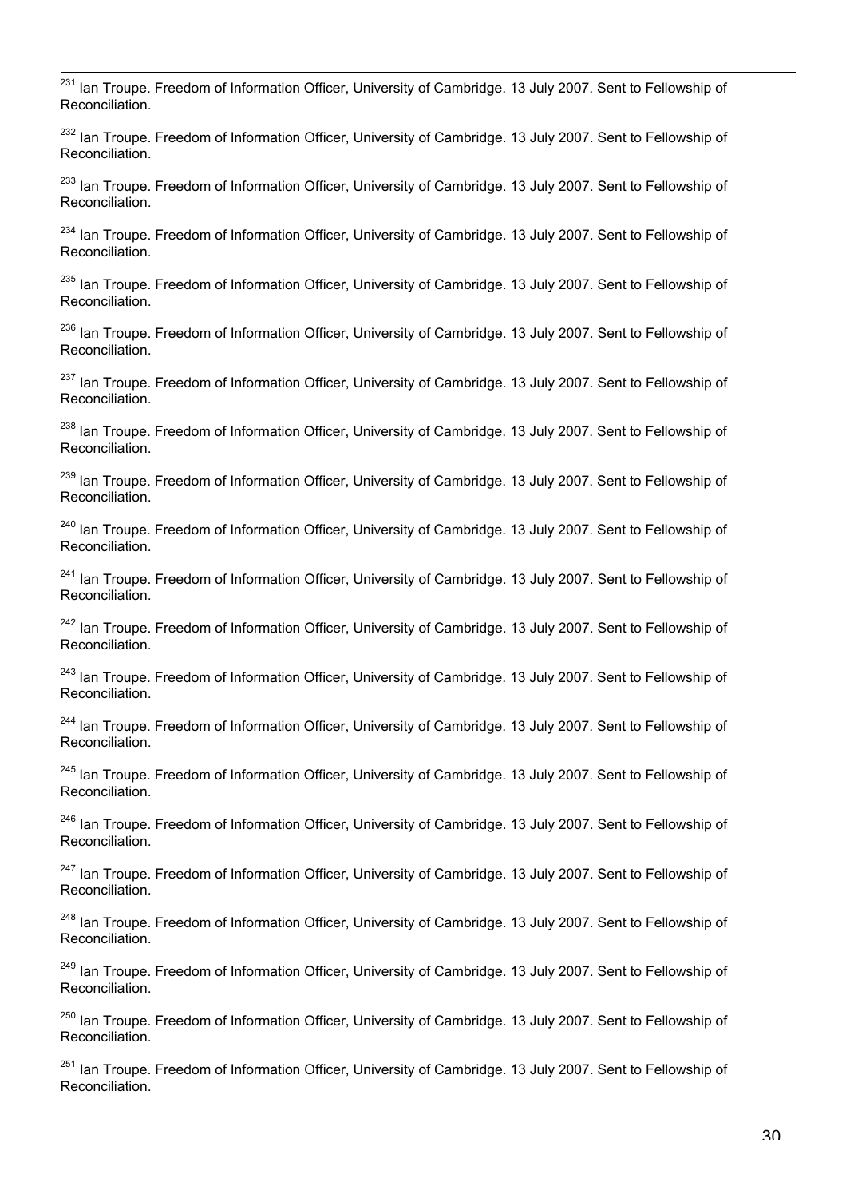[231] Ian Troupe. Freedom of Information Officer, University of Cambridge. 13 July 2007. Sent to Fellowship of Reconciliation.

[232] Ian Troupe. Freedom of Information Officer, University of Cambridge. 13 July 2007. Sent to Fellowship of Reconciliation.

[233] Ian Troupe. Freedom of Information Officer, University of Cambridge. 13 July 2007. Sent to Fellowship of Reconciliation.

[234] Ian Troupe. Freedom of Information Officer, University of Cambridge. 13 July 2007. Sent to Fellowship of Reconciliation.

[235] Ian Troupe. Freedom of Information Officer, University of Cambridge. 13 July 2007. Sent to Fellowship of Reconciliation.

[236] Ian Troupe. Freedom of Information Officer, University of Cambridge. 13 July 2007. Sent to Fellowship of Reconciliation.

[237] Ian Troupe. Freedom of Information Officer, University of Cambridge. 13 July 2007. Sent to Fellowship of Reconciliation.

[238] Ian Troupe. Freedom of Information Officer, University of Cambridge. 13 July 2007. Sent to Fellowship of Reconciliation.

[239] Ian Troupe. Freedom of Information Officer, University of Cambridge. 13 July 2007. Sent to Fellowship of Reconciliation.

[240] Ian Troupe. Freedom of Information Officer, University of Cambridge. 13 July 2007. Sent to Fellowship of Reconciliation.

[241] Ian Troupe. Freedom of Information Officer, University of Cambridge. 13 July 2007. Sent to Fellowship of Reconciliation.

[242] Ian Troupe. Freedom of Information Officer, University of Cambridge. 13 July 2007. Sent to Fellowship of Reconciliation.

[243] Ian Troupe. Freedom of Information Officer, University of Cambridge. 13 July 2007. Sent to Fellowship of Reconciliation.

[244] Ian Troupe. Freedom of Information Officer, University of Cambridge. 13 July 2007. Sent to Fellowship of Reconciliation.

[245] Ian Troupe. Freedom of Information Officer, University of Cambridge. 13 July 2007. Sent to Fellowship of Reconciliation.

[246] Ian Troupe. Freedom of Information Officer, University of Cambridge. 13 July 2007. Sent to Fellowship of Reconciliation.

[247] Ian Troupe. Freedom of Information Officer, University of Cambridge. 13 July 2007. Sent to Fellowship of Reconciliation.

[248] Ian Troupe. Freedom of Information Officer, University of Cambridge. 13 July 2007. Sent to Fellowship of Reconciliation.

[249] Ian Troupe. Freedom of Information Officer, University of Cambridge. 13 July 2007. Sent to Fellowship of Reconciliation.

[250] Ian Troupe. Freedom of Information Officer, University of Cambridge. 13 July 2007. Sent to Fellowship of Reconciliation.

[251] Ian Troupe. Freedom of Information Officer, University of Cambridge. 13 July 2007. Sent to Fellowship of Reconciliation.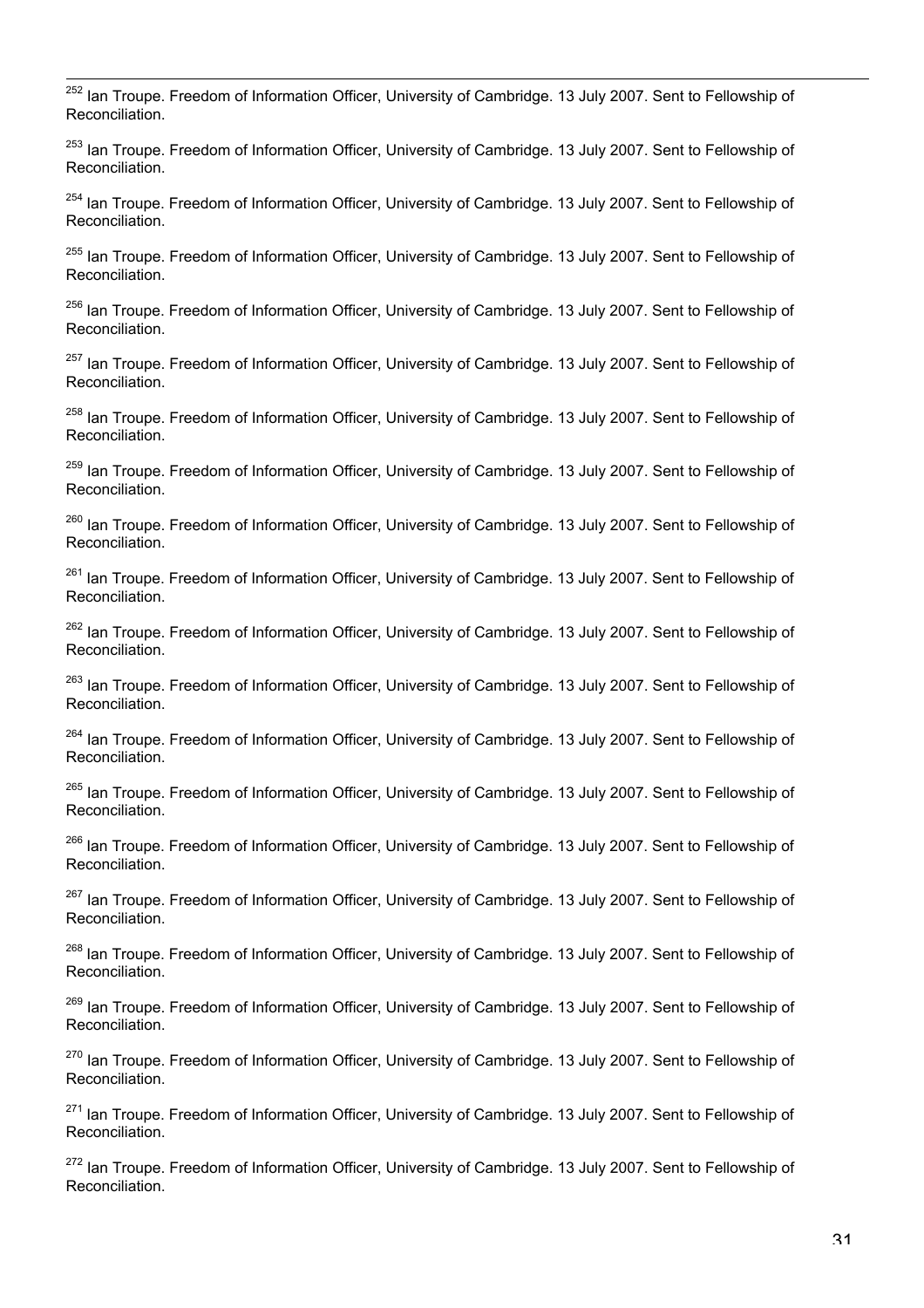[252] Ian Troupe. Freedom of Information Officer, University of Cambridge. 13 July 2007. Sent to Fellowship of Reconciliation.

[253] Ian Troupe. Freedom of Information Officer, University of Cambridge. 13 July 2007. Sent to Fellowship of Reconciliation.

[254] Ian Troupe. Freedom of Information Officer, University of Cambridge. 13 July 2007. Sent to Fellowship of Reconciliation.

[255] Ian Troupe. Freedom of Information Officer, University of Cambridge. 13 July 2007. Sent to Fellowship of Reconciliation.

[256] Ian Troupe. Freedom of Information Officer, University of Cambridge. 13 July 2007. Sent to Fellowship of Reconciliation.

[257] Ian Troupe. Freedom of Information Officer, University of Cambridge. 13 July 2007. Sent to Fellowship of Reconciliation.

[258] Ian Troupe. Freedom of Information Officer, University of Cambridge. 13 July 2007. Sent to Fellowship of Reconciliation.

[259] Ian Troupe. Freedom of Information Officer, University of Cambridge. 13 July 2007. Sent to Fellowship of Reconciliation.

[260] Ian Troupe. Freedom of Information Officer, University of Cambridge. 13 July 2007. Sent to Fellowship of Reconciliation.

[261] Ian Troupe. Freedom of Information Officer, University of Cambridge. 13 July 2007. Sent to Fellowship of Reconciliation.

[262] Ian Troupe. Freedom of Information Officer, University of Cambridge. 13 July 2007. Sent to Fellowship of Reconciliation.

[263] Ian Troupe. Freedom of Information Officer, University of Cambridge. 13 July 2007. Sent to Fellowship of Reconciliation.

[264] Ian Troupe. Freedom of Information Officer, University of Cambridge. 13 July 2007. Sent to Fellowship of Reconciliation.

[265] Ian Troupe. Freedom of Information Officer, University of Cambridge. 13 July 2007. Sent to Fellowship of Reconciliation.

[266] Ian Troupe. Freedom of Information Officer, University of Cambridge. 13 July 2007. Sent to Fellowship of Reconciliation.

[267] Ian Troupe. Freedom of Information Officer, University of Cambridge. 13 July 2007. Sent to Fellowship of Reconciliation.

[268] Ian Troupe. Freedom of Information Officer, University of Cambridge. 13 July 2007. Sent to Fellowship of Reconciliation.

[269] Ian Troupe. Freedom of Information Officer, University of Cambridge. 13 July 2007. Sent to Fellowship of Reconciliation.

[270] Ian Troupe. Freedom of Information Officer, University of Cambridge. 13 July 2007. Sent to Fellowship of Reconciliation.

[271] Ian Troupe. Freedom of Information Officer, University of Cambridge. 13 July 2007. Sent to Fellowship of Reconciliation.

[272] Ian Troupe. Freedom of Information Officer, University of Cambridge. 13 July 2007. Sent to Fellowship of Reconciliation.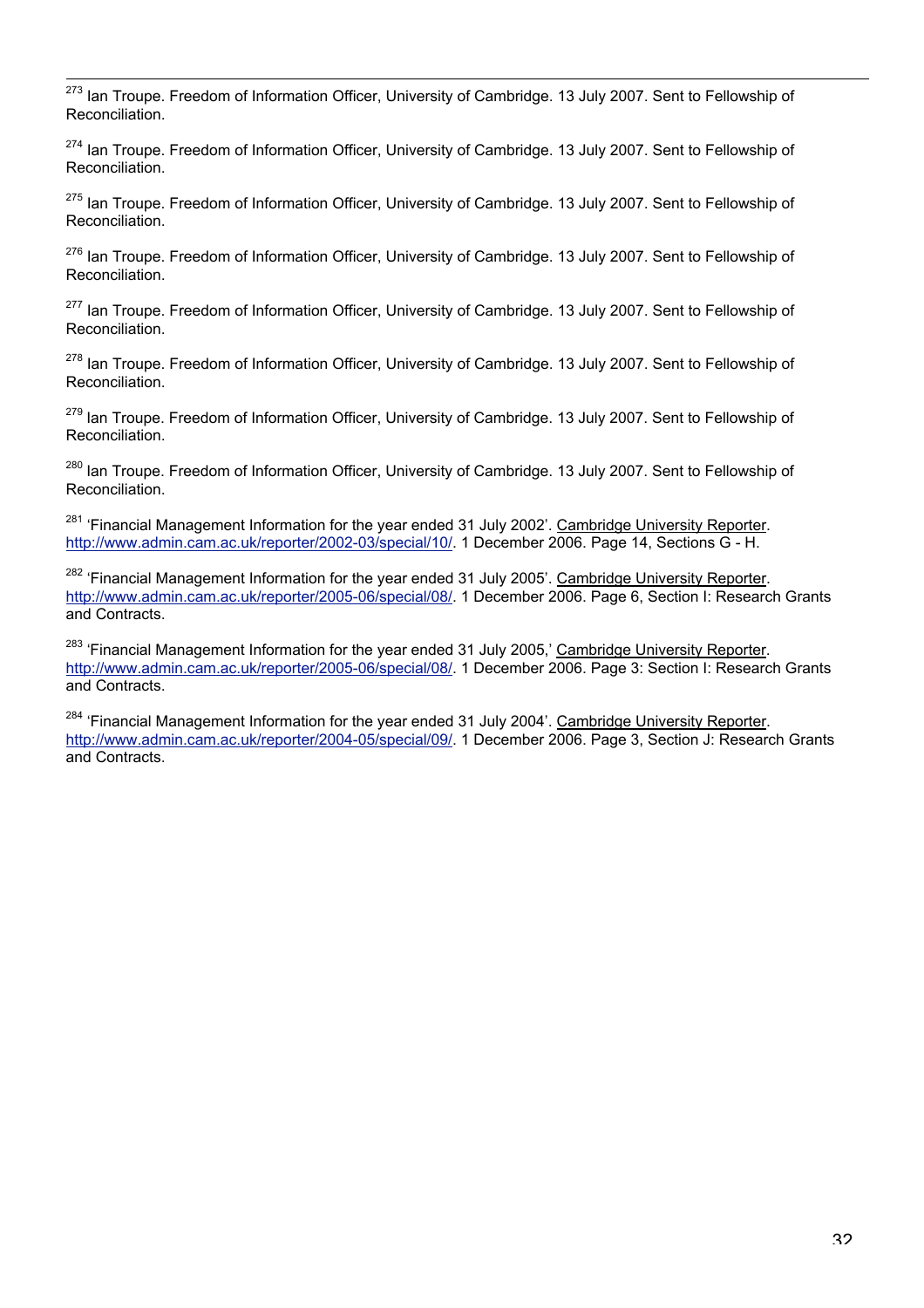[273] Ian Troupe. Freedom of Information Officer, University of Cambridge. 13 July 2007. Sent to Fellowship of Reconciliation.

[274] Ian Troupe. Freedom of Information Officer, University of Cambridge. 13 July 2007. Sent to Fellowship of Reconciliation.

[275] Ian Troupe. Freedom of Information Officer, University of Cambridge. 13 July 2007. Sent to Fellowship of Reconciliation.

[276] Ian Troupe. Freedom of Information Officer, University of Cambridge. 13 July 2007. Sent to Fellowship of Reconciliation.

[277] Ian Troupe. Freedom of Information Officer, University of Cambridge. 13 July 2007. Sent to Fellowship of Reconciliation.

[278] Ian Troupe. Freedom of Information Officer, University of Cambridge. 13 July 2007. Sent to Fellowship of Reconciliation.

[279] Ian Troupe. Freedom of Information Officer, University of Cambridge. 13 July 2007. Sent to Fellowship of Reconciliation.

[280] Ian Troupe. Freedom of Information Officer, University of Cambridge. 13 July 2007. Sent to Fellowship of Reconciliation.

[281] 'Financial Management Information for the year ended 31 July 2002'. Cambridge University Reporter. http://www.admin.cam.ac.uk/reporter/2002-03/special/10/. 1 December 2006. Page 14, Sections G - H.

[282] 'Financial Management Information for the year ended 31 July 2005'. Cambridge University Reporter. http://www.admin.cam.ac.uk/reporter/2005-06/special/08/. 1 December 2006. Page 6, Section I: Research Grants and Contracts.

[283] 'Financial Management Information for the year ended 31 July 2005,' Cambridge University Reporter. http://www.admin.cam.ac.uk/reporter/2005-06/special/08/. 1 December 2006. Page 3: Section I: Research Grants and Contracts.

[284] 'Financial Management Information for the year ended 31 July 2004'. Cambridge University Reporter. http://www.admin.cam.ac.uk/reporter/2004-05/special/09/. 1 December 2006. Page 3, Section J: Research Grants and Contracts.